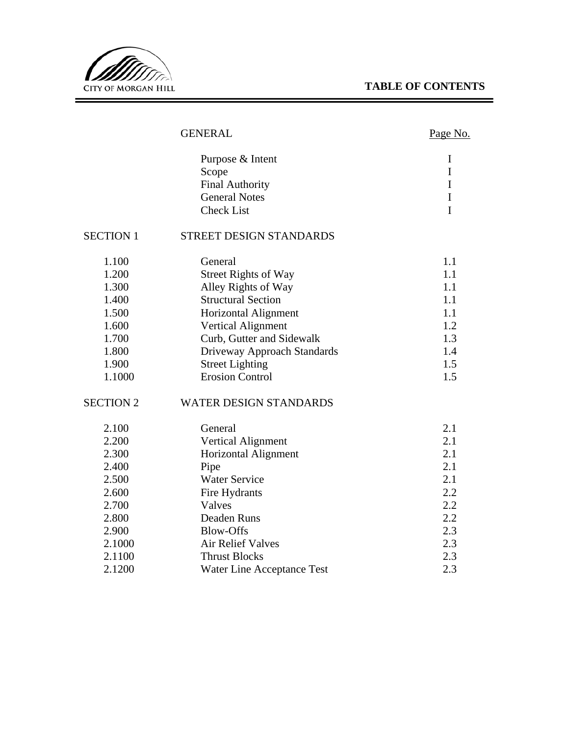CITY OF MORGAN HILL

# TABLE OF CONTENTS

| | GENERAL | Page No. |
|---|---|---|
| | Purpose & Intent | I |
| | Scope | I |
| | Final Authority | I |
| | General Notes | I |
| | Check List | I |
| SECTION 1 | STREET DESIGN STANDARDS | |
| 1.100 | General | 1.1 |
| 1.200 | Street Rights of Way | 1.1 |
| 1.300 | Alley Rights of Way | 1.1 |
| 1.400 | Structural Section | 1.1 |
| 1.500 | Horizontal Alignment | 1.1 |
| 1.600 | Vertical Alignment | 1.2 |
| 1.700 | Curb, Gutter and Sidewalk | 1.3 |
| 1.800 | Driveway Approach Standards | 1.4 |
| 1.900 | Street Lighting | 1.5 |
| 1.1000 | Erosion Control | 1.5 |
| SECTION 2 | WATER DESIGN STANDARDS | |
| 2.100 | General | 2.1 |
| 2.200 | Vertical Alignment | 2.1 |
| 2.300 | Horizontal Alignment | 2.1 |
| 2.400 | Pipe | 2.1 |
| 2.500 | Water Service | 2.1 |
| 2.600 | Fire Hydrants | 2.2 |
| 2.700 | Valves | 2.2 |
| 2.800 | Deaden Runs | 2.2 |
| 2.900 | Blow-Offs | 2.3 |
| 2.1000 | Air Relief Valves | 2.3 |
| 2.1100 | Thrust Blocks | 2.3 |
| 2.1200 | Water Line Acceptance Test | 2.3 |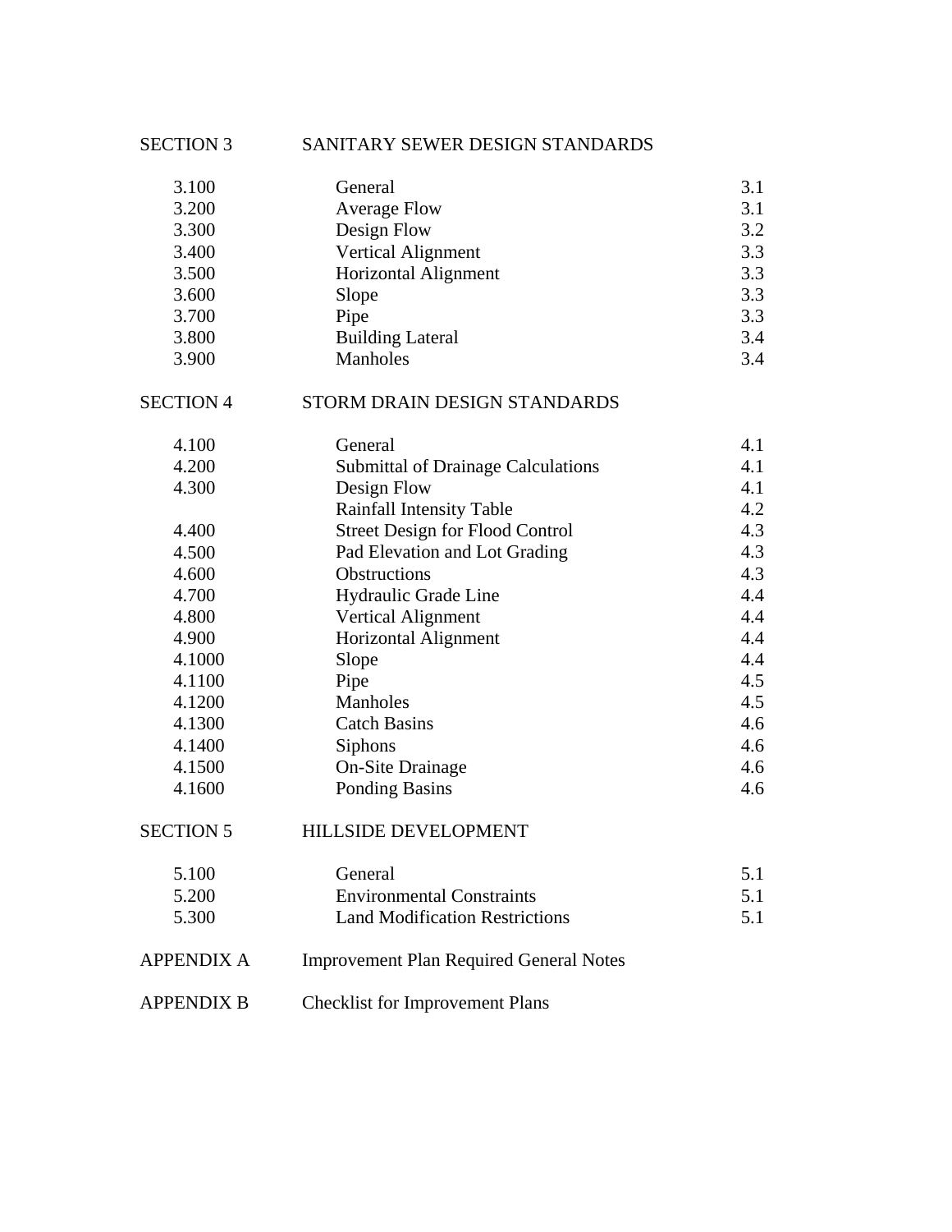| SECTION 3 | SANITARY SEWER DESIGN STANDARDS | |
|---|---|---|
| 3.100 | General | 3.1 |
| 3.200 | Average Flow | 3.1 |
| 3.300 | Design Flow | 3.2 |
| 3.400 | Vertical Alignment | 3.3 |
| 3.500 | Horizontal Alignment | 3.3 |
| 3.600 | Slope | 3.3 |
| 3.700 | Pipe | 3.3 |
| 3.800 | Building Lateral | 3.4 |
| 3.900 | Manholes | 3.4 |

| SECTION 4 | STORM DRAIN DESIGN STANDARDS | |
|---|---|---|
| 4.100 | General | 4.1 |
| 4.200 | Submittal of Drainage Calculations | 4.1 |
| 4.300 | Design Flow | 4.1 |
| | Rainfall Intensity Table | 4.2 |
| 4.400 | Street Design for Flood Control | 4.3 |
| 4.500 | Pad Elevation and Lot Grading | 4.3 |
| 4.600 | Obstructions | 4.3 |
| 4.700 | Hydraulic Grade Line | 4.4 |
| 4.800 | Vertical Alignment | 4.4 |
| 4.900 | Horizontal Alignment | 4.4 |
| 4.1000 | Slope | 4.4 |
| 4.1100 | Pipe | 4.5 |
| 4.1200 | Manholes | 4.5 |
| 4.1300 | Catch Basins | 4.6 |
| 4.1400 | Siphons | 4.6 |
| 4.1500 | On-Site Drainage | 4.6 |
| 4.1600 | Ponding Basins | 4.6 |

| SECTION 5 | HILLSIDE DEVELOPMENT | |
|---|---|---|
| 5.100 | General | 5.1 |
| 5.200 | Environmental Constraints | 5.1 |
| 5.300 | Land Modification Restrictions | 5.1 |

APPENDIX A Improvement Plan Required General Notes

APPENDIX B Checklist for Improvement Plans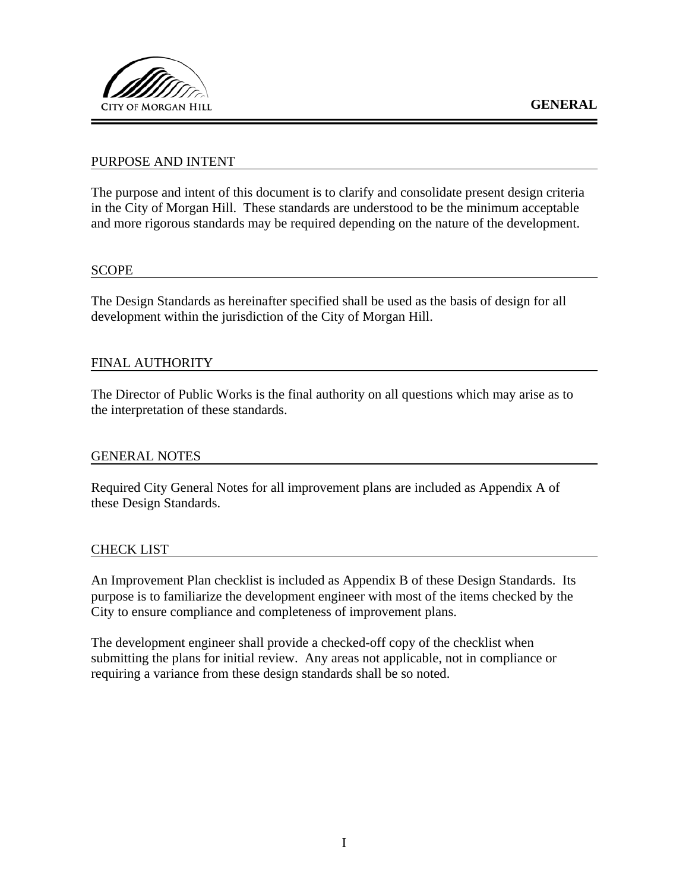# GENERAL

## PURPOSE AND INTENT

The purpose and intent of this document is to clarify and consolidate present design criteria in the City of Morgan Hill. These standards are understood to be the minimum acceptable and more rigorous standards may be required depending on the nature of the development.

## SCOPE

The Design Standards as hereinafter specified shall be used as the basis of design for all development within the jurisdiction of the City of Morgan Hill.

## FINAL AUTHORITY

The Director of Public Works is the final authority on all questions which may arise as to the interpretation of these standards.

## GENERAL NOTES

Required City General Notes for all improvement plans are included as Appendix A of these Design Standards.

## CHECK LIST

An Improvement Plan checklist is included as Appendix B of these Design Standards. Its purpose is to familiarize the development engineer with most of the items checked by the City to ensure compliance and completeness of improvement plans.

The development engineer shall provide a checked-off copy of the checklist when submitting the plans for initial review. Any areas not applicable, not in compliance or requiring a variance from these design standards shall be so noted.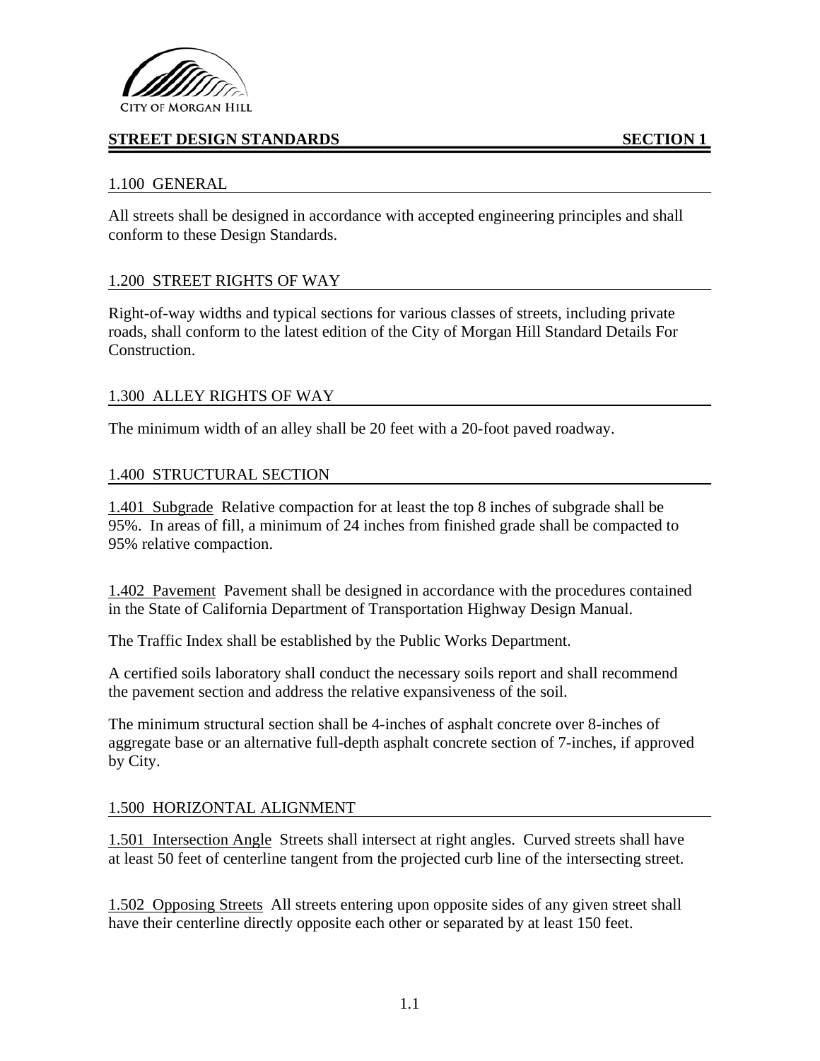## STREET DESIGN STANDARDS SECTION 1

### 1.100 GENERAL

All streets shall be designed in accordance with accepted engineering principles and shall conform to these Design Standards.

### 1.200 STREET RIGHTS OF WAY

Right-of-way widths and typical sections for various classes of streets, including private roads, shall conform to the latest edition of the City of Morgan Hill Standard Details For Construction.

### 1.300 ALLEY RIGHTS OF WAY

The minimum width of an alley shall be 20 feet with a 20-foot paved roadway.

### 1.400 STRUCTURAL SECTION

1.401 Subgrade Relative compaction for at least the top 8 inches of subgrade shall be 95%. In areas of fill, a minimum of 24 inches from finished grade shall be compacted to 95% relative compaction.

1.402 Pavement Pavement shall be designed in accordance with the procedures contained in the State of California Department of Transportation Highway Design Manual.

The Traffic Index shall be established by the Public Works Department.

A certified soils laboratory shall conduct the necessary soils report and shall recommend the pavement section and address the relative expansiveness of the soil.

The minimum structural section shall be 4-inches of asphalt concrete over 8-inches of aggregate base or an alternative full-depth asphalt concrete section of 7-inches, if approved by City.

### 1.500 HORIZONTAL ALIGNMENT

1.501 Intersection Angle Streets shall intersect at right angles. Curved streets shall have at least 50 feet of centerline tangent from the projected curb line of the intersecting street.

1.502 Opposing Streets All streets entering upon opposite sides of any given street shall have their centerline directly opposite each other or separated by at least 150 feet.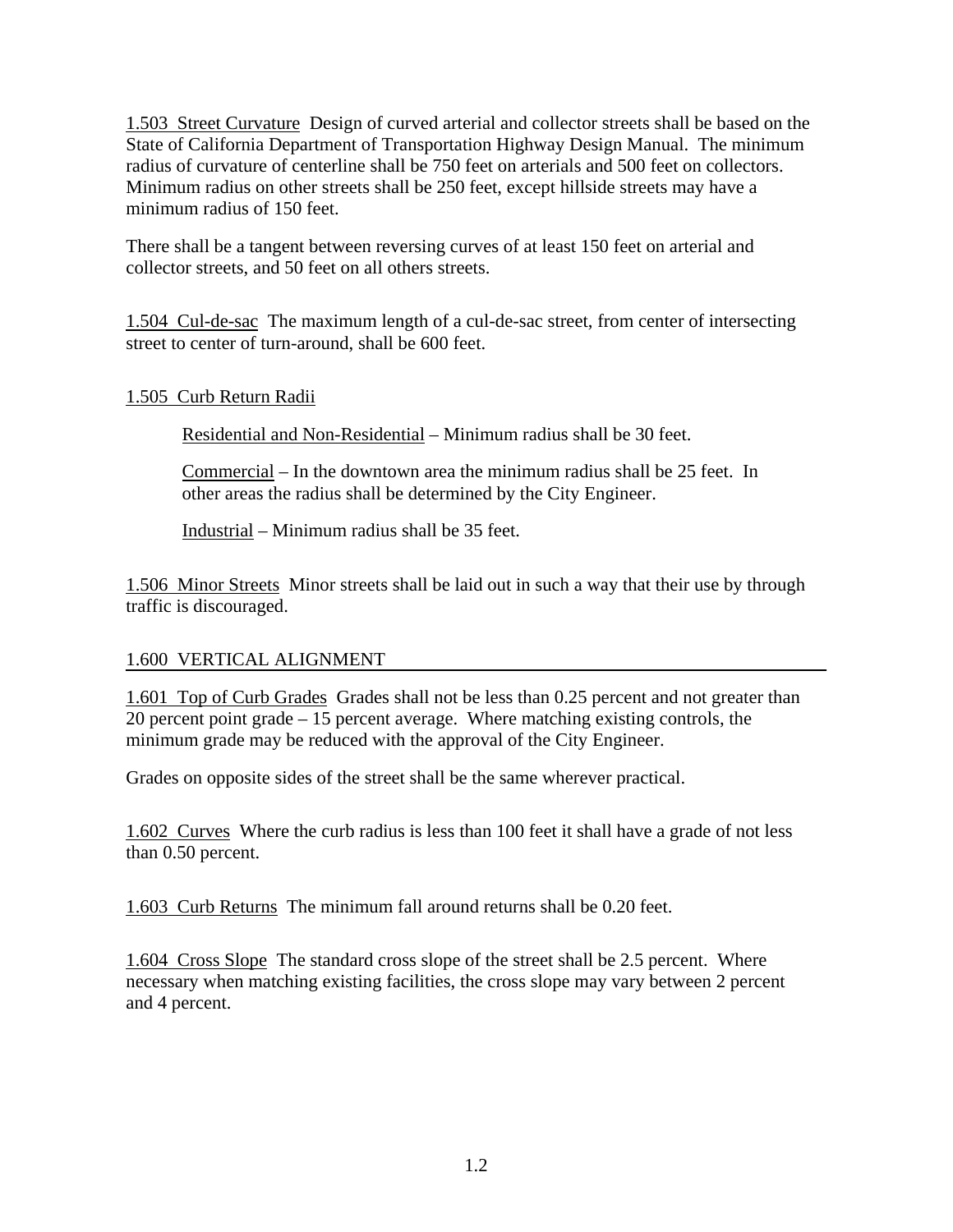1.503 Street Curvature Design of curved arterial and collector streets shall be based on the State of California Department of Transportation Highway Design Manual. The minimum radius of curvature of centerline shall be 750 feet on arterials and 500 feet on collectors. Minimum radius on other streets shall be 250 feet, except hillside streets may have a minimum radius of 150 feet.

There shall be a tangent between reversing curves of at least 150 feet on arterial and collector streets, and 50 feet on all others streets.

1.504 Cul-de-sac The maximum length of a cul-de-sac street, from center of intersecting street to center of turn-around, shall be 600 feet.

1.505 Curb Return Radii

Residential and Non-Residential – Minimum radius shall be 30 feet.

Commercial – In the downtown area the minimum radius shall be 25 feet. In other areas the radius shall be determined by the City Engineer.

Industrial – Minimum radius shall be 35 feet.

1.506 Minor Streets Minor streets shall be laid out in such a way that their use by through traffic is discouraged.

## 1.600 VERTICAL ALIGNMENT

1.601 Top of Curb Grades Grades shall not be less than 0.25 percent and not greater than 20 percent point grade – 15 percent average. Where matching existing controls, the minimum grade may be reduced with the approval of the City Engineer.

Grades on opposite sides of the street shall be the same wherever practical.

1.602 Curves Where the curb radius is less than 100 feet it shall have a grade of not less than 0.50 percent.

1.603 Curb Returns The minimum fall around returns shall be 0.20 feet.

1.604 Cross Slope The standard cross slope of the street shall be 2.5 percent. Where necessary when matching existing facilities, the cross slope may vary between 2 percent and 4 percent.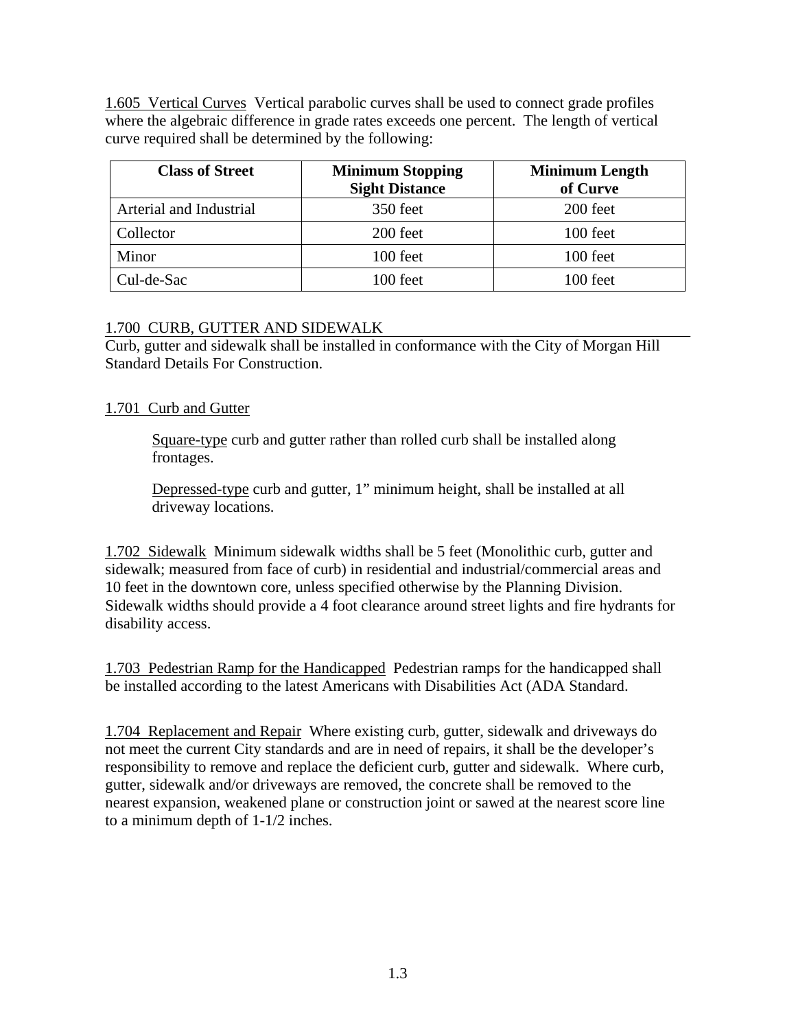<u>1.605 Vertical Curves</u> Vertical parabolic curves shall be used to connect grade profiles where the algebraic difference in grade rates exceeds one percent. The length of vertical curve required shall be determined by the following:

| Class of Street | Minimum Stopping Sight Distance | Minimum Length of Curve |
|---|---|---|
| Arterial and Industrial | 350 feet | 200 feet |
| Collector | 200 feet | 100 feet |
| Minor | 100 feet | 100 feet |
| Cul-de-Sac | 100 feet | 100 feet |

## 1.700 CURB, GUTTER AND SIDEWALK

Curb, gutter and sidewalk shall be installed in conformance with the City of Morgan Hill Standard Details For Construction.

<u>1.701 Curb and Gutter</u>

<u>Square-type</u> curb and gutter rather than rolled curb shall be installed along frontages.

<u>Depressed-type</u> curb and gutter, 1" minimum height, shall be installed at all driveway locations.

<u>1.702 Sidewalk</u> Minimum sidewalk widths shall be 5 feet (Monolithic curb, gutter and sidewalk; measured from face of curb) in residential and industrial/commercial areas and 10 feet in the downtown core, unless specified otherwise by the Planning Division. Sidewalk widths should provide a 4 foot clearance around street lights and fire hydrants for disability access.

<u>1.703 Pedestrian Ramp for the Handicapped</u> Pedestrian ramps for the handicapped shall be installed according to the latest Americans with Disabilities Act (ADA Standard.

<u>1.704 Replacement and Repair</u> Where existing curb, gutter, sidewalk and driveways do not meet the current City standards and are in need of repairs, it shall be the developer's responsibility to remove and replace the deficient curb, gutter and sidewalk. Where curb, gutter, sidewalk and/or driveways are removed, the concrete shall be removed to the nearest expansion, weakened plane or construction joint or sawed at the nearest score line to a minimum depth of 1-1/2 inches.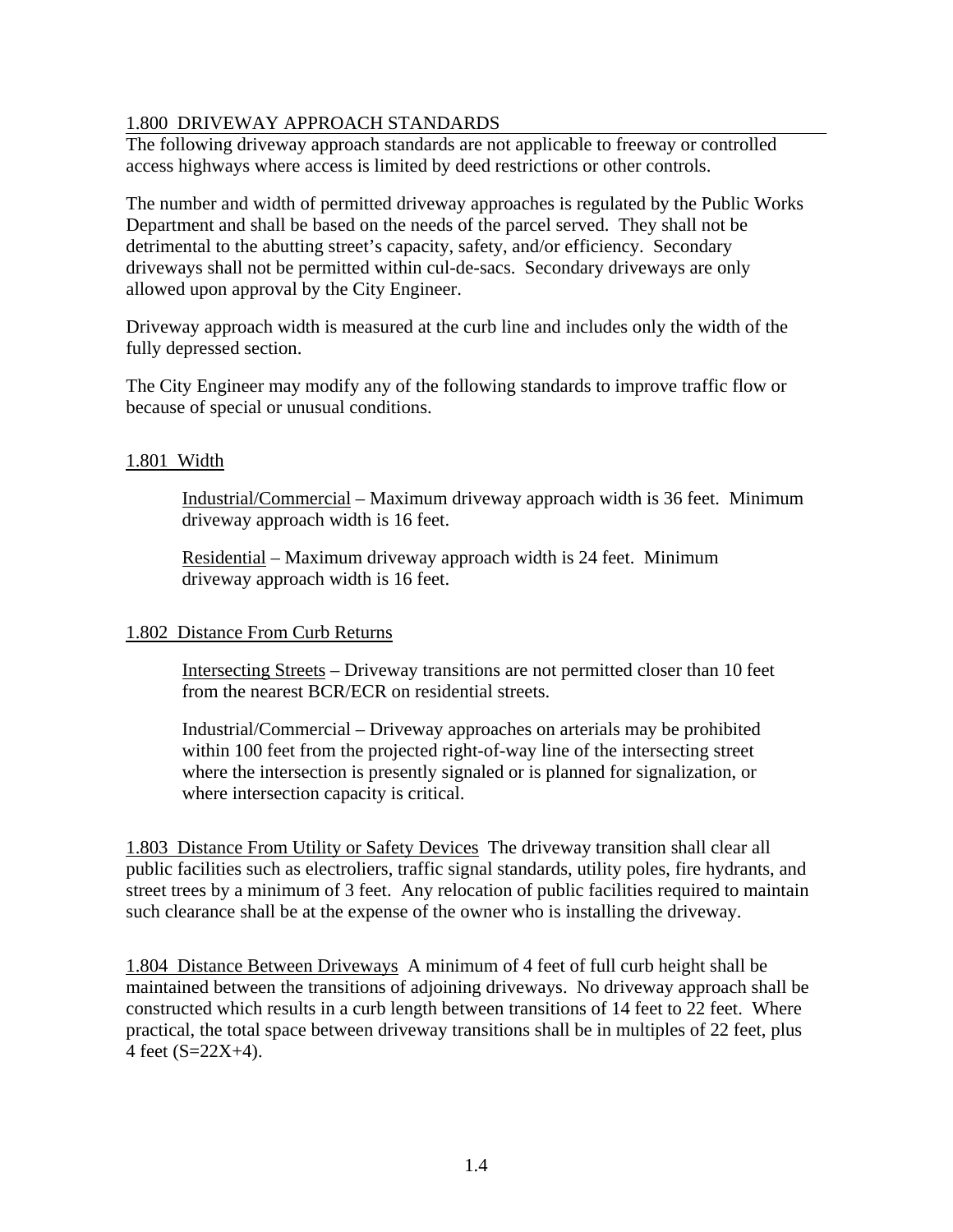## 1.800 DRIVEWAY APPROACH STANDARDS

The following driveway approach standards are not applicable to freeway or controlled access highways where access is limited by deed restrictions or other controls.

The number and width of permitted driveway approaches is regulated by the Public Works Department and shall be based on the needs of the parcel served. They shall not be detrimental to the abutting street's capacity, safety, and/or efficiency. Secondary driveways shall not be permitted within cul-de-sacs. Secondary driveways are only allowed upon approval by the City Engineer.

Driveway approach width is measured at the curb line and includes only the width of the fully depressed section.

The City Engineer may modify any of the following standards to improve traffic flow or because of special or unusual conditions.

### 1.801 Width

Industrial/Commercial – Maximum driveway approach width is 36 feet. Minimum driveway approach width is 16 feet.

Residential – Maximum driveway approach width is 24 feet. Minimum driveway approach width is 16 feet.

### 1.802 Distance From Curb Returns

Intersecting Streets – Driveway transitions are not permitted closer than 10 feet from the nearest BCR/ECR on residential streets.

Industrial/Commercial – Driveway approaches on arterials may be prohibited within 100 feet from the projected right-of-way line of the intersecting street where the intersection is presently signaled or is planned for signalization, or where intersection capacity is critical.

**1.803 Distance From Utility or Safety Devices** The driveway transition shall clear all public facilities such as electroliers, traffic signal standards, utility poles, fire hydrants, and street trees by a minimum of 3 feet. Any relocation of public facilities required to maintain such clearance shall be at the expense of the owner who is installing the driveway.

**1.804 Distance Between Driveways** A minimum of 4 feet of full curb height shall be maintained between the transitions of adjoining driveways. No driveway approach shall be constructed which results in a curb length between transitions of 14 feet to 22 feet. Where practical, the total space between driveway transitions shall be in multiples of 22 feet, plus 4 feet ($S=22X+4$).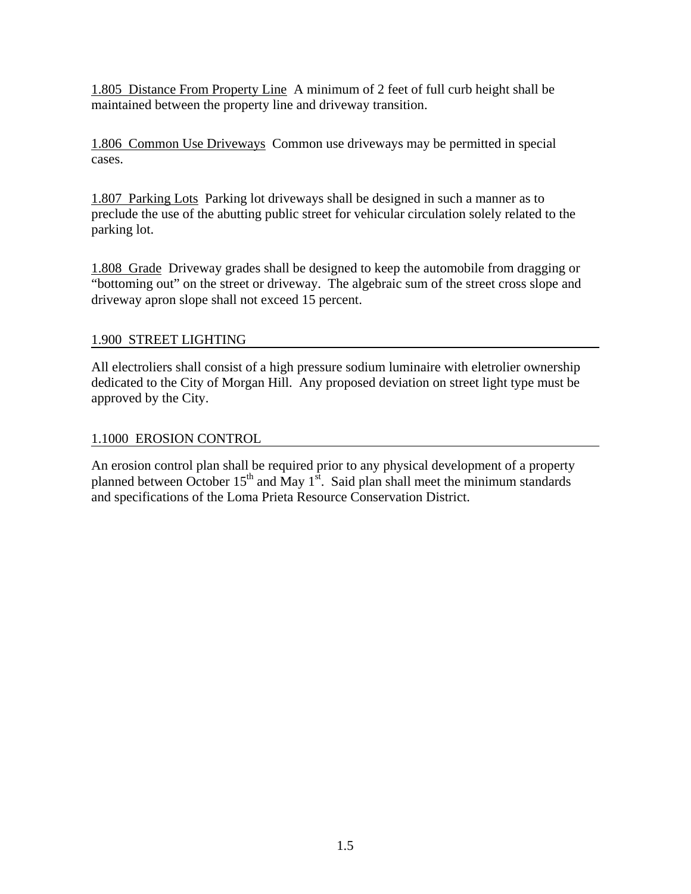1.805 Distance From Property Line A minimum of 2 feet of full curb height shall be maintained between the property line and driveway transition.

1.806 Common Use Driveways Common use driveways may be permitted in special cases.

1.807 Parking Lots Parking lot driveways shall be designed in such a manner as to preclude the use of the abutting public street for vehicular circulation solely related to the parking lot.

1.808 Grade Driveway grades shall be designed to keep the automobile from dragging or "bottoming out" on the street or driveway. The algebraic sum of the street cross slope and driveway apron slope shall not exceed 15 percent.

## 1.900 STREET LIGHTING

All electroliers shall consist of a high pressure sodium luminaire with eletrolier ownership dedicated to the City of Morgan Hill. Any proposed deviation on street light type must be approved by the City.

## 1.1000 EROSION CONTROL

An erosion control plan shall be required prior to any physical development of a property planned between October 15th and May 1st. Said plan shall meet the minimum standards and specifications of the Loma Prieta Resource Conservation District.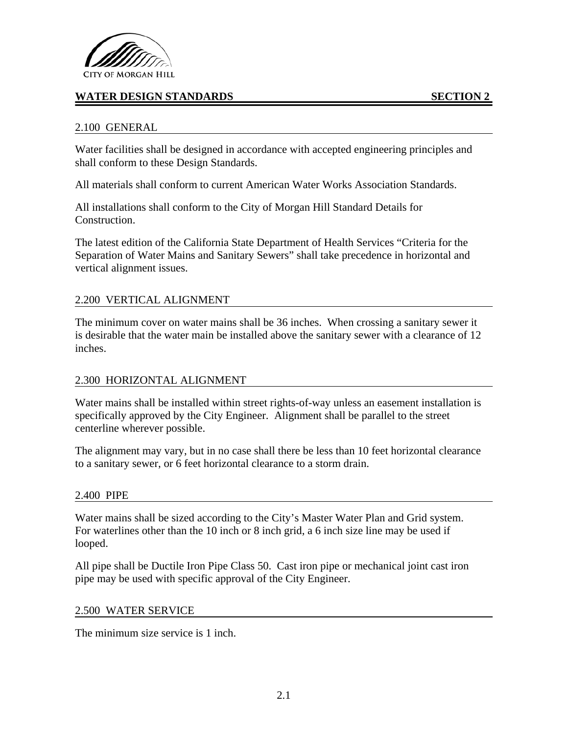## WATER DESIGN STANDARDS SECTION 2

### 2.100 GENERAL

Water facilities shall be designed in accordance with accepted engineering principles and shall conform to these Design Standards.

All materials shall conform to current American Water Works Association Standards.

All installations shall conform to the City of Morgan Hill Standard Details for Construction.

The latest edition of the California State Department of Health Services "Criteria for the Separation of Water Mains and Sanitary Sewers" shall take precedence in horizontal and vertical alignment issues.

### 2.200 VERTICAL ALIGNMENT

The minimum cover on water mains shall be 36 inches. When crossing a sanitary sewer it is desirable that the water main be installed above the sanitary sewer with a clearance of 12 inches.

### 2.300 HORIZONTAL ALIGNMENT

Water mains shall be installed within street rights-of-way unless an easement installation is specifically approved by the City Engineer. Alignment shall be parallel to the street centerline wherever possible.

The alignment may vary, but in no case shall there be less than 10 feet horizontal clearance to a sanitary sewer, or 6 feet horizontal clearance to a storm drain.

### 2.400 PIPE

Water mains shall be sized according to the City's Master Water Plan and Grid system. For waterlines other than the 10 inch or 8 inch grid, a 6 inch size line may be used if looped.

All pipe shall be Ductile Iron Pipe Class 50. Cast iron pipe or mechanical joint cast iron pipe may be used with specific approval of the City Engineer.

### 2.500 WATER SERVICE

The minimum size service is 1 inch.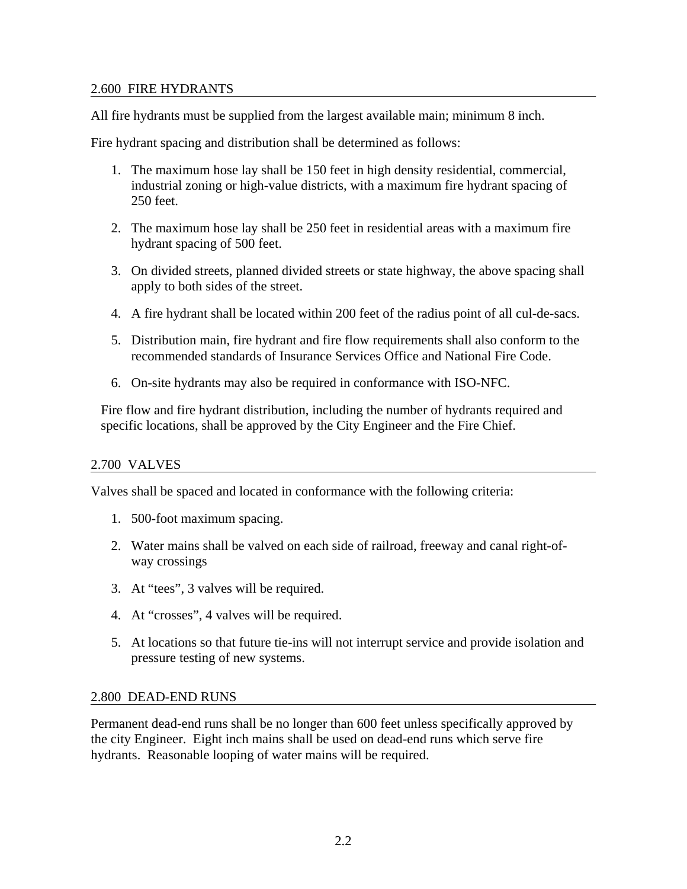## 2.600 FIRE HYDRANTS

All fire hydrants must be supplied from the largest available main; minimum 8 inch.

Fire hydrant spacing and distribution shall be determined as follows:

1. The maximum hose lay shall be 150 feet in high density residential, commercial, industrial zoning or high-value districts, with a maximum fire hydrant spacing of 250 feet.
2. The maximum hose lay shall be 250 feet in residential areas with a maximum fire hydrant spacing of 500 feet.
3. On divided streets, planned divided streets or state highway, the above spacing shall apply to both sides of the street.
4. A fire hydrant shall be located within 200 feet of the radius point of all cul-de-sacs.
5. Distribution main, fire hydrant and fire flow requirements shall also conform to the recommended standards of Insurance Services Office and National Fire Code.
6. On-site hydrants may also be required in conformance with ISO-NFC.

Fire flow and fire hydrant distribution, including the number of hydrants required and specific locations, shall be approved by the City Engineer and the Fire Chief.

## 2.700 VALVES

Valves shall be spaced and located in conformance with the following criteria:

1. 500-foot maximum spacing.
2. Water mains shall be valved on each side of railroad, freeway and canal right-of-way crossings
3. At "tees", 3 valves will be required.
4. At "crosses", 4 valves will be required.
5. At locations so that future tie-ins will not interrupt service and provide isolation and pressure testing of new systems.

## 2.800 DEAD-END RUNS

Permanent dead-end runs shall be no longer than 600 feet unless specifically approved by the city Engineer. Eight inch mains shall be used on dead-end runs which serve fire hydrants. Reasonable looping of water mains will be required.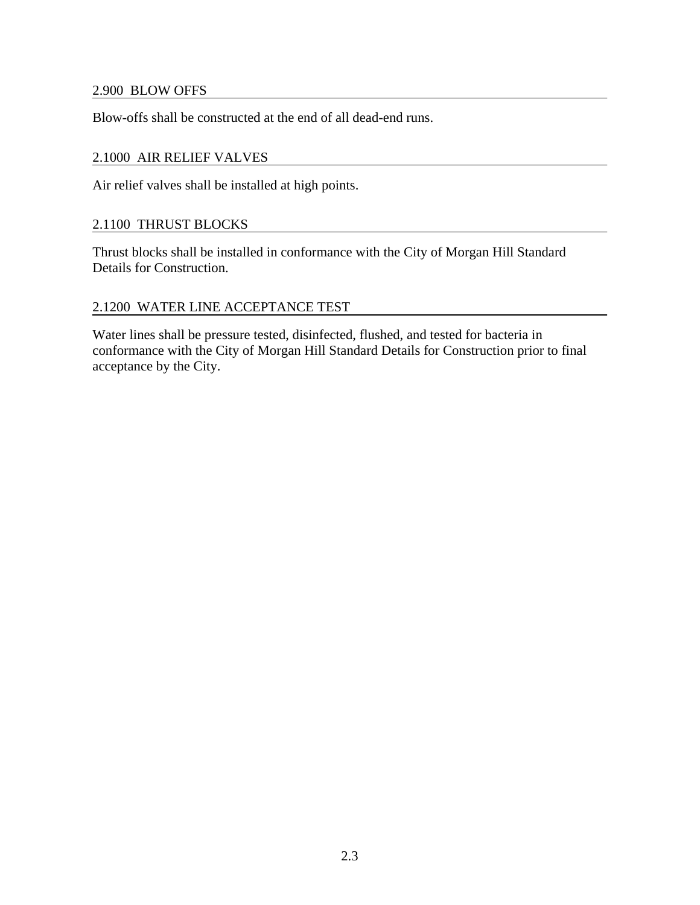## 2.900 BLOW OFFS

Blow-offs shall be constructed at the end of all dead-end runs.

## 2.1000 AIR RELIEF VALVES

Air relief valves shall be installed at high points.

## 2.1100 THRUST BLOCKS

Thrust blocks shall be installed in conformance with the City of Morgan Hill Standard Details for Construction.

## 2.1200 WATER LINE ACCEPTANCE TEST

Water lines shall be pressure tested, disinfected, flushed, and tested for bacteria in conformance with the City of Morgan Hill Standard Details for Construction prior to final acceptance by the City.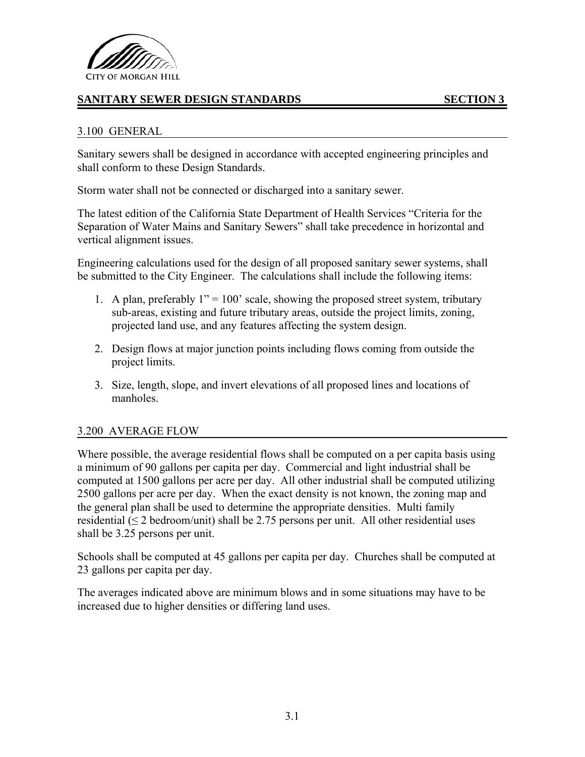CITY OF MORGAN HILL

# SANITARY SEWER DESIGN STANDARDS SECTION 3

## 3.100 GENERAL

Sanitary sewers shall be designed in accordance with accepted engineering principles and shall conform to these Design Standards.

Storm water shall not be connected or discharged into a sanitary sewer.

The latest edition of the California State Department of Health Services "Criteria for the Separation of Water Mains and Sanitary Sewers" shall take precedence in horizontal and vertical alignment issues.

Engineering calculations used for the design of all proposed sanitary sewer systems, shall be submitted to the City Engineer. The calculations shall include the following items:

1. A plan, preferably 1" = 100' scale, showing the proposed street system, tributary sub-areas, existing and future tributary areas, outside the project limits, zoning, projected land use, and any features affecting the system design.
2. Design flows at major junction points including flows coming from outside the project limits.
3. Size, length, slope, and invert elevations of all proposed lines and locations of manholes.

## 3.200 AVERAGE FLOW

Where possible, the average residential flows shall be computed on a per capita basis using a minimum of 90 gallons per capita per day. Commercial and light industrial shall be computed at 1500 gallons per acre per day. All other industrial shall be computed utilizing 2500 gallons per acre per day. When the exact density is not known, the zoning map and the general plan shall be used to determine the appropriate densities. Multi family residential (≤ 2 bedroom/unit) shall be 2.75 persons per unit. All other residential uses shall be 3.25 persons per unit.

Schools shall be computed at 45 gallons per capita per day. Churches shall be computed at 23 gallons per capita per day.

The averages indicated above are minimum blows and in some situations may have to be increased due to higher densities or differing land uses.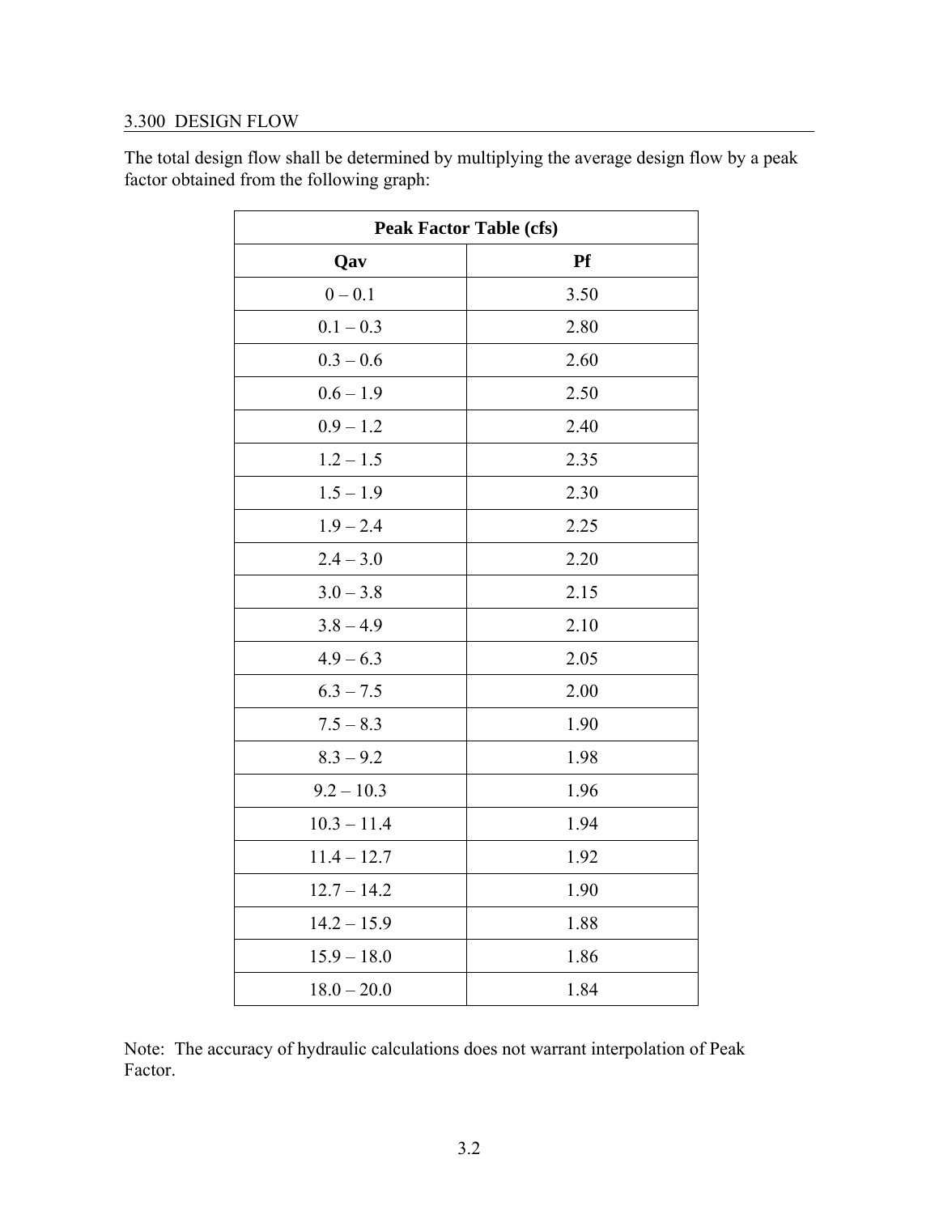## 3.300 DESIGN FLOW

The total design flow shall be determined by multiplying the average design flow by a peak factor obtained from the following graph:

| **Peak Factor Table (cfs)** | |
|---|---|
| **Qav** | **Pf** |
| 0 – 0.1 | 3.50 |
| 0.1 – 0.3 | 2.80 |
| 0.3 – 0.6 | 2.60 |
| 0.6 – 1.9 | 2.50 |
| 0.9 – 1.2 | 2.40 |
| 1.2 – 1.5 | 2.35 |
| 1.5 – 1.9 | 2.30 |
| 1.9 – 2.4 | 2.25 |
| 2.4 – 3.0 | 2.20 |
| 3.0 – 3.8 | 2.15 |
| 3.8 – 4.9 | 2.10 |
| 4.9 – 6.3 | 2.05 |
| 6.3 – 7.5 | 2.00 |
| 7.5 – 8.3 | 1.90 |
| 8.3 – 9.2 | 1.98 |
| 9.2 – 10.3 | 1.96 |
| 10.3 – 11.4 | 1.94 |
| 11.4 – 12.7 | 1.92 |
| 12.7 – 14.2 | 1.90 |
| 14.2 – 15.9 | 1.88 |
| 15.9 – 18.0 | 1.86 |
| 18.0 – 20.0 | 1.84 |

Note: The accuracy of hydraulic calculations does not warrant interpolation of Peak Factor.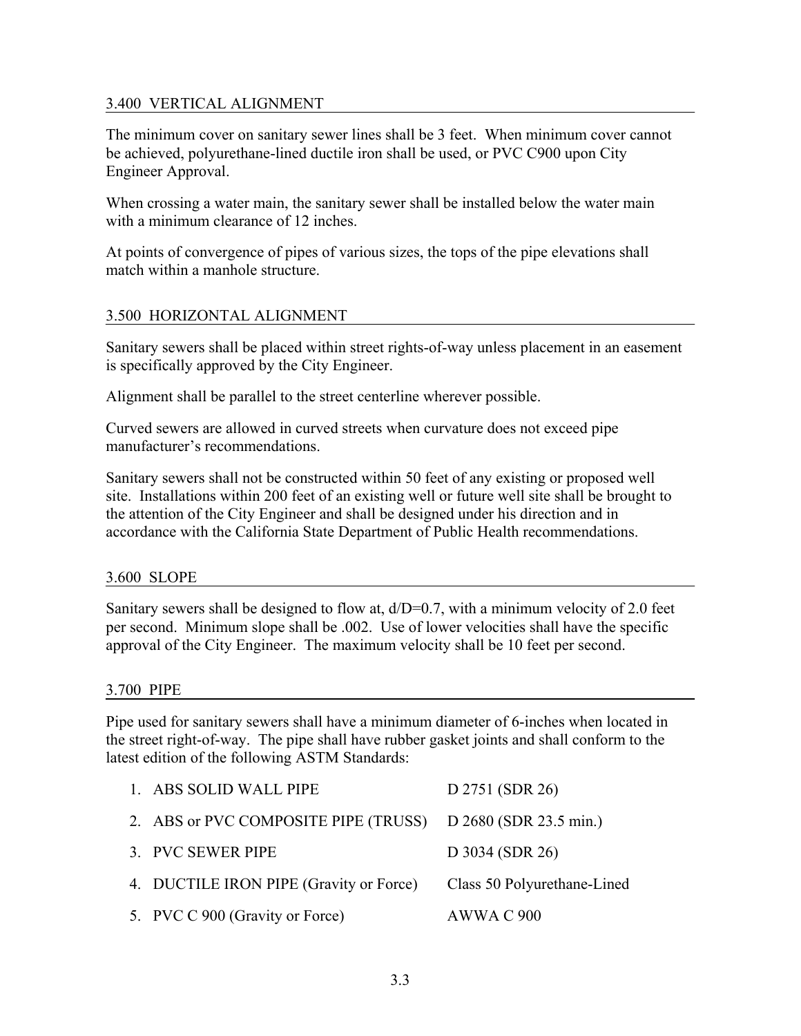## 3.400 VERTICAL ALIGNMENT

The minimum cover on sanitary sewer lines shall be 3 feet. When minimum cover cannot be achieved, polyurethane-lined ductile iron shall be used, or PVC C900 upon City Engineer Approval.

When crossing a water main, the sanitary sewer shall be installed below the water main with a minimum clearance of 12 inches.

At points of convergence of pipes of various sizes, the tops of the pipe elevations shall match within a manhole structure.

## 3.500 HORIZONTAL ALIGNMENT

Sanitary sewers shall be placed within street rights-of-way unless placement in an easement is specifically approved by the City Engineer.

Alignment shall be parallel to the street centerline wherever possible.

Curved sewers are allowed in curved streets when curvature does not exceed pipe manufacturer's recommendations.

Sanitary sewers shall not be constructed within 50 feet of any existing or proposed well site. Installations within 200 feet of an existing well or future well site shall be brought to the attention of the City Engineer and shall be designed under his direction and in accordance with the California State Department of Public Health recommendations.

## 3.600 SLOPE

Sanitary sewers shall be designed to flow at, $d/D=0.7$, with a minimum velocity of 2.0 feet per second. Minimum slope shall be .002. Use of lower velocities shall have the specific approval of the City Engineer. The maximum velocity shall be 10 feet per second.

## 3.700 PIPE

Pipe used for sanitary sewers shall have a minimum diameter of 6-inches when located in the street right-of-way. The pipe shall have rubber gasket joints and shall conform to the latest edition of the following ASTM Standards:

| | |
|---|---|
| 1. ABS SOLID WALL PIPE | D 2751 (SDR 26) |
| 2. ABS or PVC COMPOSITE PIPE (TRUSS) | D 2680 (SDR 23.5 min.) |
| 3. PVC SEWER PIPE | D 3034 (SDR 26) |
| 4. DUCTILE IRON PIPE (Gravity or Force) | Class 50 Polyurethane-Lined |
| 5. PVC C 900 (Gravity or Force) | AWWA C 900 |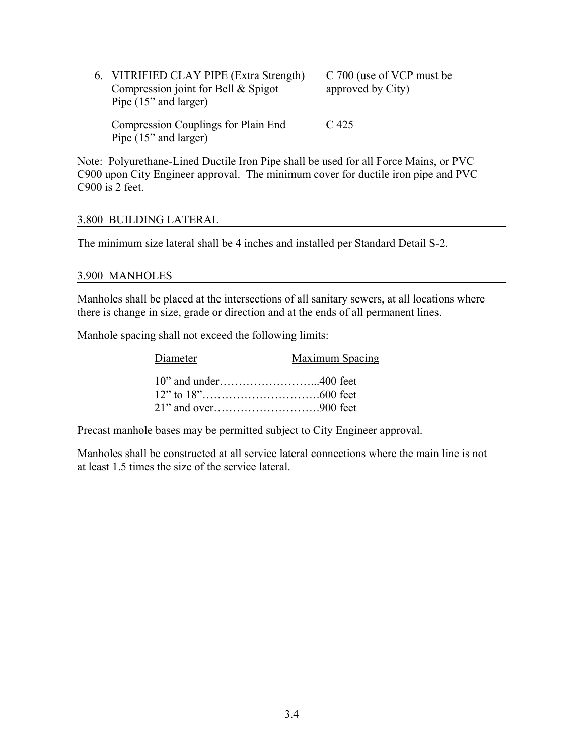6. VITRIFIED CLAY PIPE (Extra Strength) Compression joint for Bell & Spigot Pipe (15" and larger) — C 700 (use of VCP must be approved by City)

   Compression Couplings for Plain End Pipe (15" and larger) — C 425

Note: Polyurethane-Lined Ductile Iron Pipe shall be used for all Force Mains, or PVC C900 upon City Engineer approval. The minimum cover for ductile iron pipe and PVC C900 is 2 feet.

## 3.800 BUILDING LATERAL

The minimum size lateral shall be 4 inches and installed per Standard Detail S-2.

## 3.900 MANHOLES

Manholes shall be placed at the intersections of all sanitary sewers, at all locations where there is change in size, grade or direction and at the ends of all permanent lines.

Manhole spacing shall not exceed the following limits:

| Diameter | Maximum Spacing |
|---|---|
| 10" and under | 400 feet |
| 12" to 18" | 600 feet |
| 21" and over | 900 feet |

Precast manhole bases may be permitted subject to City Engineer approval.

Manholes shall be constructed at all service lateral connections where the main line is not at least 1.5 times the size of the service lateral.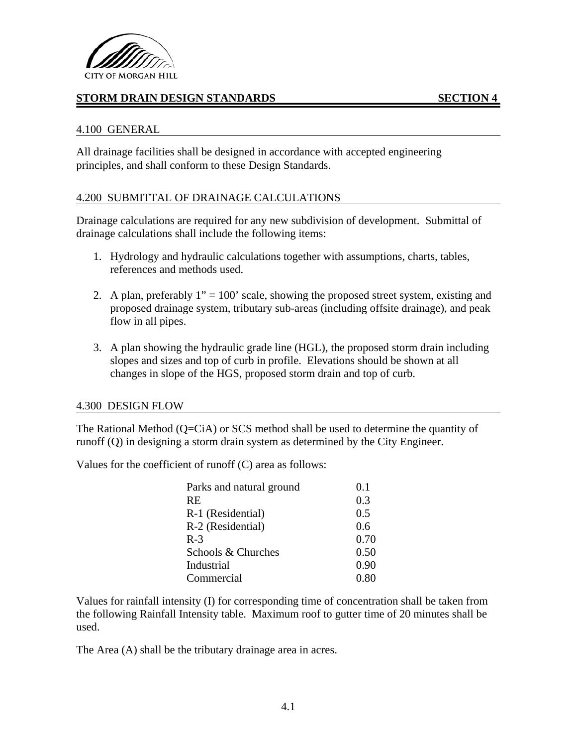CITY OF MORGAN HILL

## STORM DRAIN DESIGN STANDARDS SECTION 4

### 4.100 GENERAL

All drainage facilities shall be designed in accordance with accepted engineering principles, and shall conform to these Design Standards.

### 4.200 SUBMITTAL OF DRAINAGE CALCULATIONS

Drainage calculations are required for any new subdivision of development. Submittal of drainage calculations shall include the following items:

1. Hydrology and hydraulic calculations together with assumptions, charts, tables, references and methods used.

2. A plan, preferably 1" = 100' scale, showing the proposed street system, existing and proposed drainage system, tributary sub-areas (including offsite drainage), and peak flow in all pipes.

3. A plan showing the hydraulic grade line (HGL), the proposed storm drain including slopes and sizes and top of curb in profile. Elevations should be shown at all changes in slope of the HGS, proposed storm drain and top of curb.

### 4.300 DESIGN FLOW

The Rational Method (Q=CiA) or SCS method shall be used to determine the quantity of runoff (Q) in designing a storm drain system as determined by the City Engineer.

Values for the coefficient of runoff (C) area as follows:

| | |
|---|---|
| Parks and natural ground | 0.1 |
| RE | 0.3 |
| R-1 (Residential) | 0.5 |
| R-2 (Residential) | 0.6 |
| R-3 | 0.70 |
| Schools & Churches | 0.50 |
| Industrial | 0.90 |
| Commercial | 0.80 |

Values for rainfall intensity (I) for corresponding time of concentration shall be taken from the following Rainfall Intensity table. Maximum roof to gutter time of 20 minutes shall be used.

The Area (A) shall be the tributary drainage area in acres.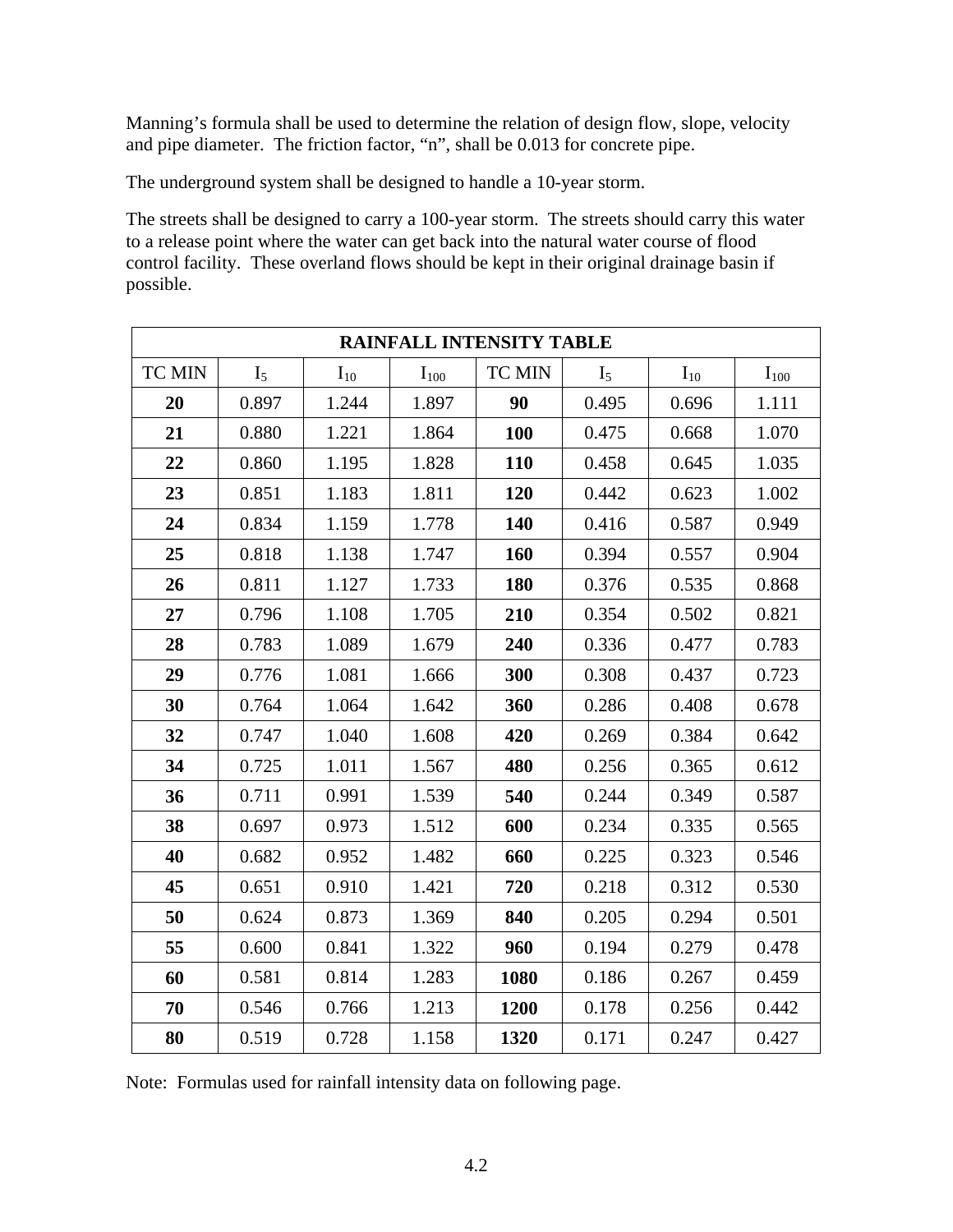Manning’s formula shall be used to determine the relation of design flow, slope, velocity and pipe diameter. The friction factor, “n”, shall be 0.013 for concrete pipe.

The underground system shall be designed to handle a 10-year storm.

The streets shall be designed to carry a 100-year storm. The streets should carry this water to a release point where the water can get back into the natural water course of flood control facility. These overland flows should be kept in their original drainage basin if possible.

| RAINFALL INTENSITY TABLE | | | | | | | |
|---|---|---|---|---|---|---|---|
| TC MIN | $I_5$ | $I_{10}$ | $I_{100}$ | TC MIN | $I_5$ | $I_{10}$ | $I_{100}$ |
| **20** | 0.897 | 1.244 | 1.897 | **90** | 0.495 | 0.696 | 1.111 |
| **21** | 0.880 | 1.221 | 1.864 | **100** | 0.475 | 0.668 | 1.070 |
| **22** | 0.860 | 1.195 | 1.828 | **110** | 0.458 | 0.645 | 1.035 |
| **23** | 0.851 | 1.183 | 1.811 | **120** | 0.442 | 0.623 | 1.002 |
| **24** | 0.834 | 1.159 | 1.778 | **140** | 0.416 | 0.587 | 0.949 |
| **25** | 0.818 | 1.138 | 1.747 | **160** | 0.394 | 0.557 | 0.904 |
| **26** | 0.811 | 1.127 | 1.733 | **180** | 0.376 | 0.535 | 0.868 |
| **27** | 0.796 | 1.108 | 1.705 | **210** | 0.354 | 0.502 | 0.821 |
| **28** | 0.783 | 1.089 | 1.679 | **240** | 0.336 | 0.477 | 0.783 |
| **29** | 0.776 | 1.081 | 1.666 | **300** | 0.308 | 0.437 | 0.723 |
| **30** | 0.764 | 1.064 | 1.642 | **360** | 0.286 | 0.408 | 0.678 |
| **32** | 0.747 | 1.040 | 1.608 | **420** | 0.269 | 0.384 | 0.642 |
| **34** | 0.725 | 1.011 | 1.567 | **480** | 0.256 | 0.365 | 0.612 |
| **36** | 0.711 | 0.991 | 1.539 | **540** | 0.244 | 0.349 | 0.587 |
| **38** | 0.697 | 0.973 | 1.512 | **600** | 0.234 | 0.335 | 0.565 |
| **40** | 0.682 | 0.952 | 1.482 | **660** | 0.225 | 0.323 | 0.546 |
| **45** | 0.651 | 0.910 | 1.421 | **720** | 0.218 | 0.312 | 0.530 |
| **50** | 0.624 | 0.873 | 1.369 | **840** | 0.205 | 0.294 | 0.501 |
| **55** | 0.600 | 0.841 | 1.322 | **960** | 0.194 | 0.279 | 0.478 |
| **60** | 0.581 | 0.814 | 1.283 | **1080** | 0.186 | 0.267 | 0.459 |
| **70** | 0.546 | 0.766 | 1.213 | **1200** | 0.178 | 0.256 | 0.442 |
| **80** | 0.519 | 0.728 | 1.158 | **1320** | 0.171 | 0.247 | 0.427 |

Note: Formulas used for rainfall intensity data on following page.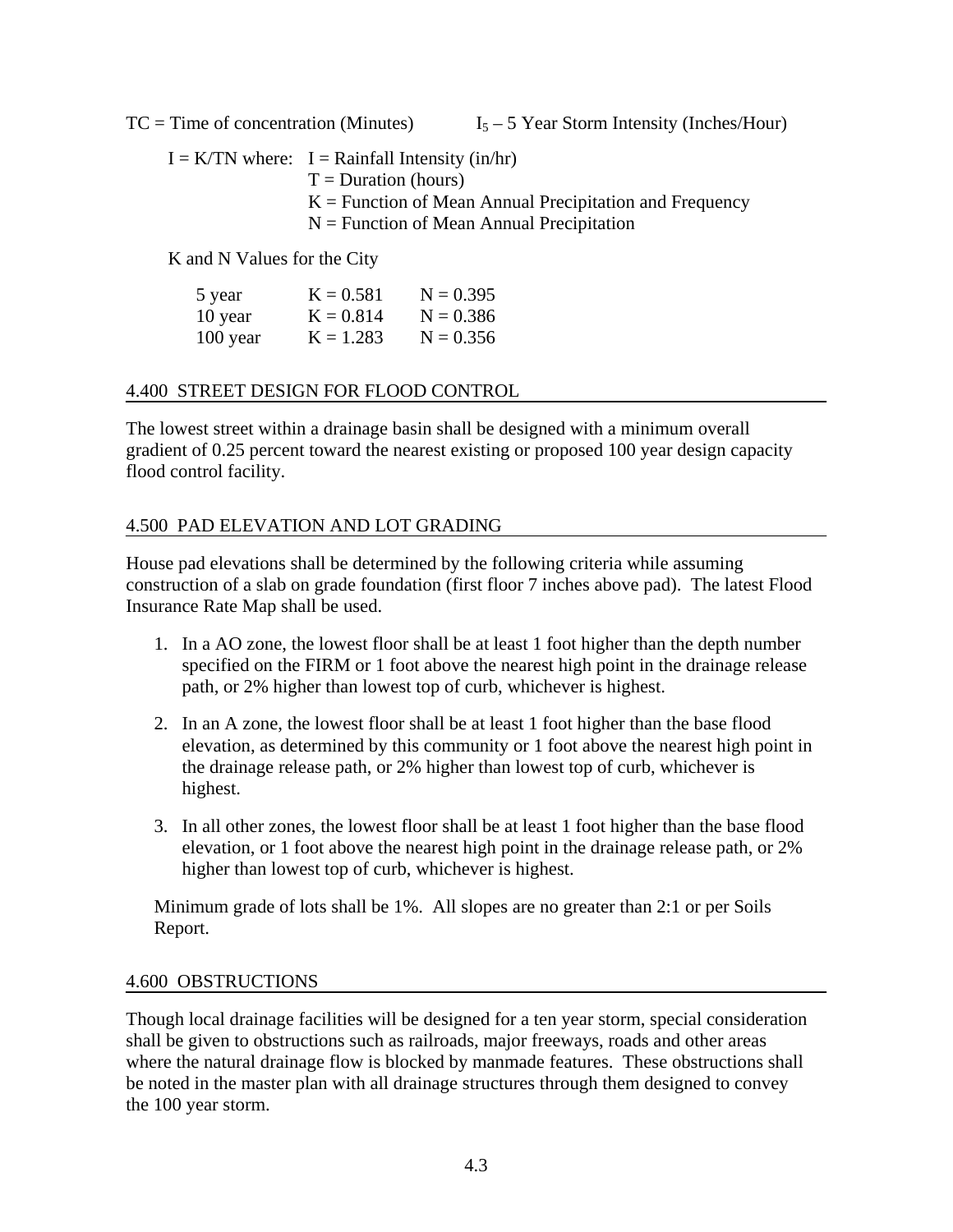TC = Time of concentration (Minutes) $I_5$ – 5 Year Storm Intensity (Inches/Hour)

I = K/TN where: I = Rainfall Intensity (in/hr)
T = Duration (hours)
K = Function of Mean Annual Precipitation and Frequency
N = Function of Mean Annual Precipitation

K and N Values for the City

| | | |
|---|---|---|
| 5 year | K = 0.581 | N = 0.395 |
| 10 year | K = 0.814 | N = 0.386 |
| 100 year | K = 1.283 | N = 0.356 |

## 4.400 STREET DESIGN FOR FLOOD CONTROL

The lowest street within a drainage basin shall be designed with a minimum overall gradient of 0.25 percent toward the nearest existing or proposed 100 year design capacity flood control facility.

## 4.500 PAD ELEVATION AND LOT GRADING

House pad elevations shall be determined by the following criteria while assuming construction of a slab on grade foundation (first floor 7 inches above pad). The latest Flood Insurance Rate Map shall be used.

1. In a AO zone, the lowest floor shall be at least 1 foot higher than the depth number specified on the FIRM or 1 foot above the nearest high point in the drainage release path, or 2% higher than lowest top of curb, whichever is highest.

2. In an A zone, the lowest floor shall be at least 1 foot higher than the base flood elevation, as determined by this community or 1 foot above the nearest high point in the drainage release path, or 2% higher than lowest top of curb, whichever is highest.

3. In all other zones, the lowest floor shall be at least 1 foot higher than the base flood elevation, or 1 foot above the nearest high point in the drainage release path, or 2% higher than lowest top of curb, whichever is highest.

Minimum grade of lots shall be 1%. All slopes are no greater than 2:1 or per Soils Report.

## 4.600 OBSTRUCTIONS

Though local drainage facilities will be designed for a ten year storm, special consideration shall be given to obstructions such as railroads, major freeways, roads and other areas where the natural drainage flow is blocked by manmade features. These obstructions shall be noted in the master plan with all drainage structures through them designed to convey the 100 year storm.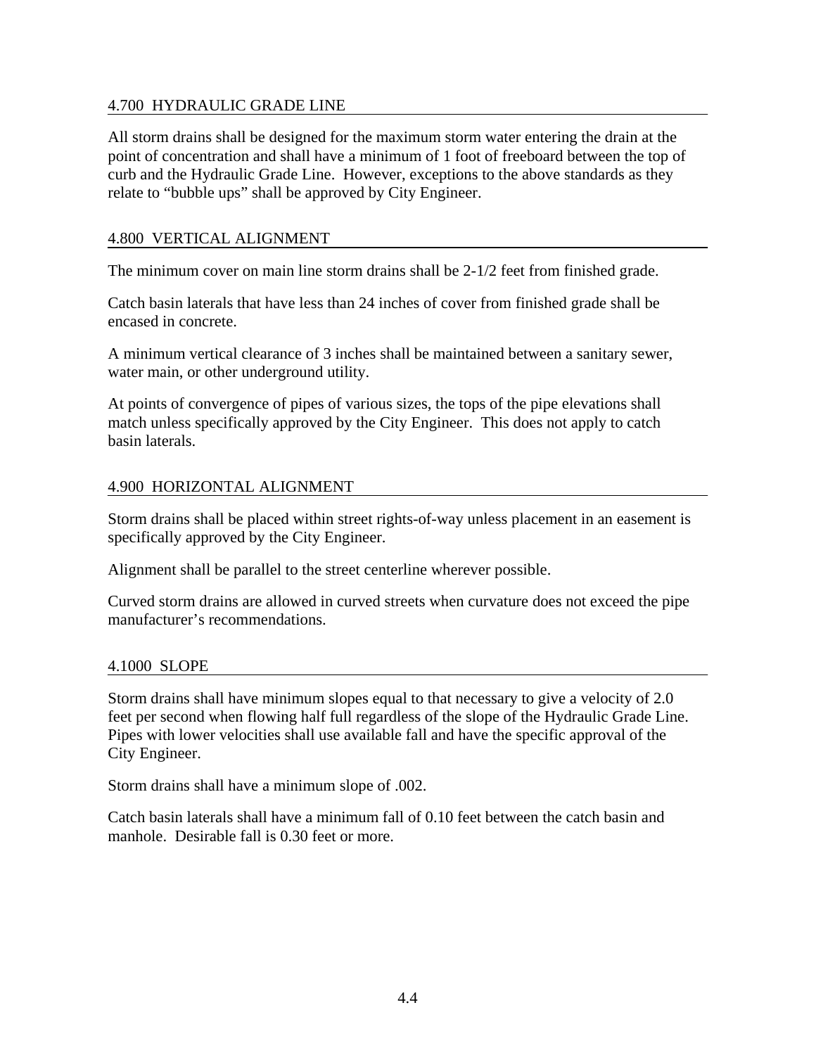## 4.700 HYDRAULIC GRADE LINE

All storm drains shall be designed for the maximum storm water entering the drain at the point of concentration and shall have a minimum of 1 foot of freeboard between the top of curb and the Hydraulic Grade Line. However, exceptions to the above standards as they relate to "bubble ups" shall be approved by City Engineer.

## 4.800 VERTICAL ALIGNMENT

The minimum cover on main line storm drains shall be 2-1/2 feet from finished grade.

Catch basin laterals that have less than 24 inches of cover from finished grade shall be encased in concrete.

A minimum vertical clearance of 3 inches shall be maintained between a sanitary sewer, water main, or other underground utility.

At points of convergence of pipes of various sizes, the tops of the pipe elevations shall match unless specifically approved by the City Engineer. This does not apply to catch basin laterals.

## 4.900 HORIZONTAL ALIGNMENT

Storm drains shall be placed within street rights-of-way unless placement in an easement is specifically approved by the City Engineer.

Alignment shall be parallel to the street centerline wherever possible.

Curved storm drains are allowed in curved streets when curvature does not exceed the pipe manufacturer's recommendations.

## 4.1000 SLOPE

Storm drains shall have minimum slopes equal to that necessary to give a velocity of 2.0 feet per second when flowing half full regardless of the slope of the Hydraulic Grade Line. Pipes with lower velocities shall use available fall and have the specific approval of the City Engineer.

Storm drains shall have a minimum slope of .002.

Catch basin laterals shall have a minimum fall of 0.10 feet between the catch basin and manhole. Desirable fall is 0.30 feet or more.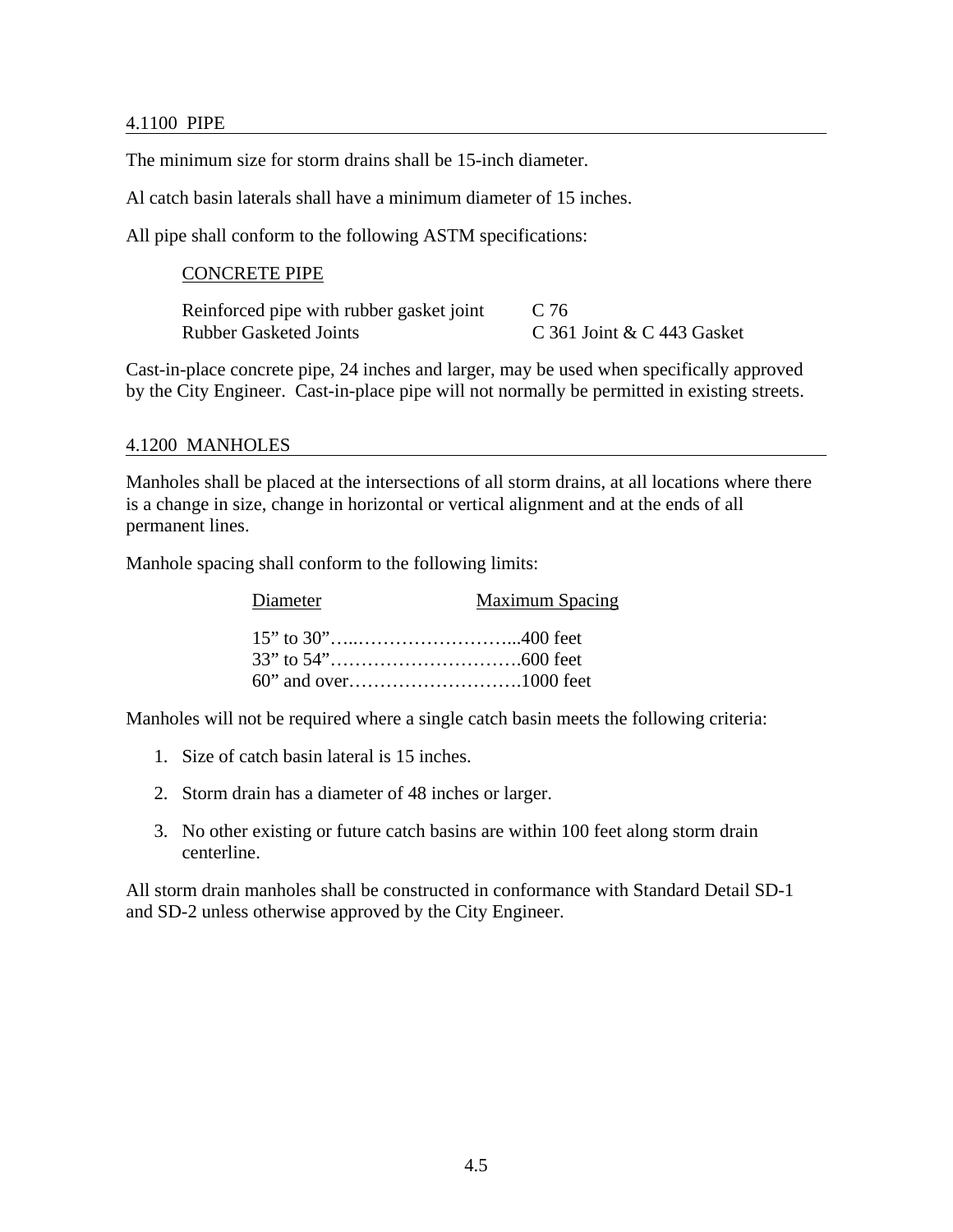## 4.1100 PIPE

The minimum size for storm drains shall be 15-inch diameter.

Al catch basin laterals shall have a minimum diameter of 15 inches.

All pipe shall conform to the following ASTM specifications:

CONCRETE PIPE

| | |
|---|---|
| Reinforced pipe with rubber gasket joint | C 76 |
| Rubber Gasketed Joints | C 361 Joint & C 443 Gasket |

Cast-in-place concrete pipe, 24 inches and larger, may be used when specifically approved by the City Engineer. Cast-in-place pipe will not normally be permitted in existing streets.

## 4.1200 MANHOLES

Manholes shall be placed at the intersections of all storm drains, at all locations where there is a change in size, change in horizontal or vertical alignment and at the ends of all permanent lines.

Manhole spacing shall conform to the following limits:

| Diameter | Maximum Spacing |
|---|---|
| 15" to 30" | 400 feet |
| 33" to 54" | 600 feet |
| 60" and over | 1000 feet |

Manholes will not be required where a single catch basin meets the following criteria:

1. Size of catch basin lateral is 15 inches.
2. Storm drain has a diameter of 48 inches or larger.
3. No other existing or future catch basins are within 100 feet along storm drain centerline.

All storm drain manholes shall be constructed in conformance with Standard Detail SD-1 and SD-2 unless otherwise approved by the City Engineer.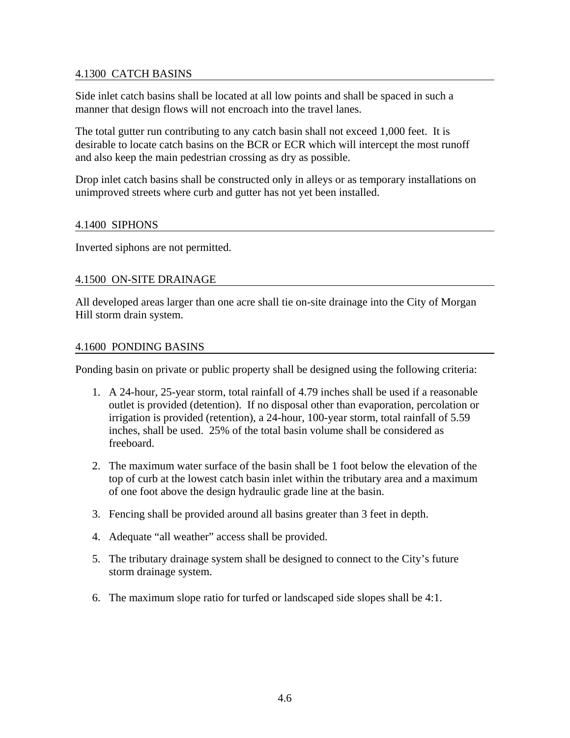### 4.1300 CATCH BASINS

Side inlet catch basins shall be located at all low points and shall be spaced in such a manner that design flows will not encroach into the travel lanes.

The total gutter run contributing to any catch basin shall not exceed 1,000 feet. It is desirable to locate catch basins on the BCR or ECR which will intercept the most runoff and also keep the main pedestrian crossing as dry as possible.

Drop inlet catch basins shall be constructed only in alleys or as temporary installations on unimproved streets where curb and gutter has not yet been installed.

### 4.1400 SIPHONS

Inverted siphons are not permitted.

### 4.1500 ON-SITE DRAINAGE

All developed areas larger than one acre shall tie on-site drainage into the City of Morgan Hill storm drain system.

### 4.1600 PONDING BASINS

Ponding basin on private or public property shall be designed using the following criteria:

1. A 24-hour, 25-year storm, total rainfall of 4.79 inches shall be used if a reasonable outlet is provided (detention). If no disposal other than evaporation, percolation or irrigation is provided (retention), a 24-hour, 100-year storm, total rainfall of 5.59 inches, shall be used. 25% of the total basin volume shall be considered as freeboard.
2. The maximum water surface of the basin shall be 1 foot below the elevation of the top of curb at the lowest catch basin inlet within the tributary area and a maximum of one foot above the design hydraulic grade line at the basin.
3. Fencing shall be provided around all basins greater than 3 feet in depth.
4. Adequate "all weather" access shall be provided.
5. The tributary drainage system shall be designed to connect to the City's future storm drainage system.
6. The maximum slope ratio for turfed or landscaped side slopes shall be 4:1.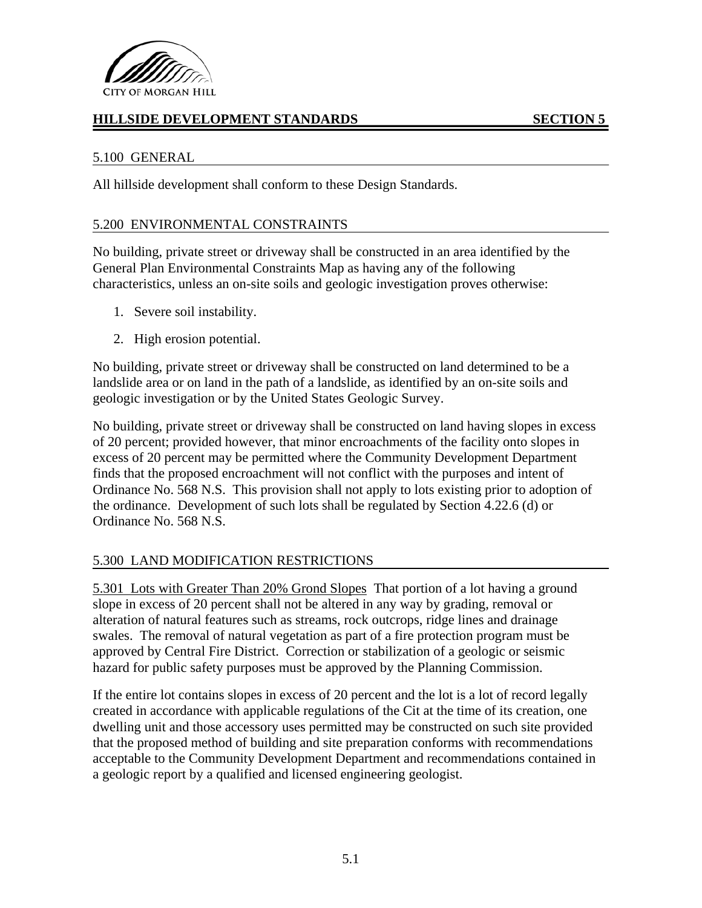CITY OF MORGAN HILL

## HILLSIDE DEVELOPMENT STANDARDS SECTION 5

### 5.100 GENERAL

All hillside development shall conform to these Design Standards.

### 5.200 ENVIRONMENTAL CONSTRAINTS

No building, private street or driveway shall be constructed in an area identified by the General Plan Environmental Constraints Map as having any of the following characteristics, unless an on-site soils and geologic investigation proves otherwise:

1. Severe soil instability.
2. High erosion potential.

No building, private street or driveway shall be constructed on land determined to be a landslide area or on land in the path of a landslide, as identified by an on-site soils and geologic investigation or by the United States Geologic Survey.

No building, private street or driveway shall be constructed on land having slopes in excess of 20 percent; provided however, that minor encroachments of the facility onto slopes in excess of 20 percent may be permitted where the Community Development Department finds that the proposed encroachment will not conflict with the purposes and intent of Ordinance No. 568 N.S. This provision shall not apply to lots existing prior to adoption of the ordinance. Development of such lots shall be regulated by Section 4.22.6 (d) or Ordinance No. 568 N.S.

### 5.300 LAND MODIFICATION RESTRICTIONS

5.301 Lots with Greater Than 20% Grond Slopes That portion of a lot having a ground slope in excess of 20 percent shall not be altered in any way by grading, removal or alteration of natural features such as streams, rock outcrops, ridge lines and drainage swales. The removal of natural vegetation as part of a fire protection program must be approved by Central Fire District. Correction or stabilization of a geologic or seismic hazard for public safety purposes must be approved by the Planning Commission.

If the entire lot contains slopes in excess of 20 percent and the lot is a lot of record legally created in accordance with applicable regulations of the Cit at the time of its creation, one dwelling unit and those accessory uses permitted may be constructed on such site provided that the proposed method of building and site preparation conforms with recommendations acceptable to the Community Development Department and recommendations contained in a geologic report by a qualified and licensed engineering geologist.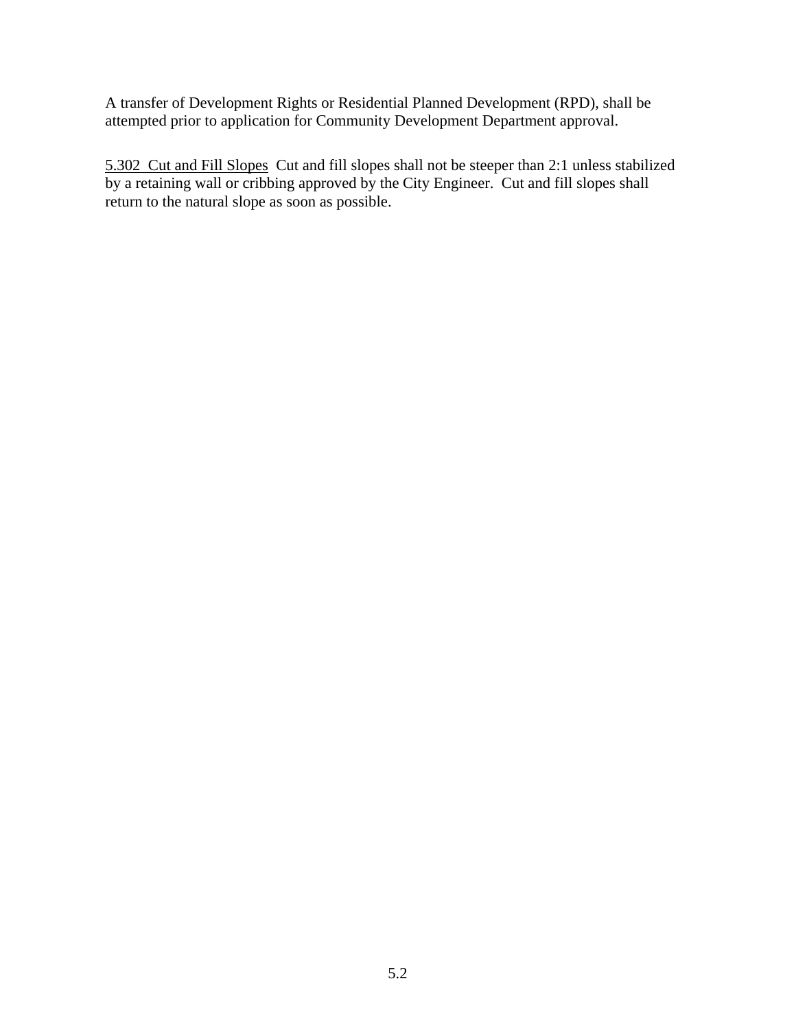A transfer of Development Rights or Residential Planned Development (RPD), shall be attempted prior to application for Community Development Department approval.

<u>5.302 Cut and Fill Slopes</u> Cut and fill slopes shall not be steeper than 2:1 unless stabilized by a retaining wall or cribbing approved by the City Engineer. Cut and fill slopes shall return to the natural slope as soon as possible.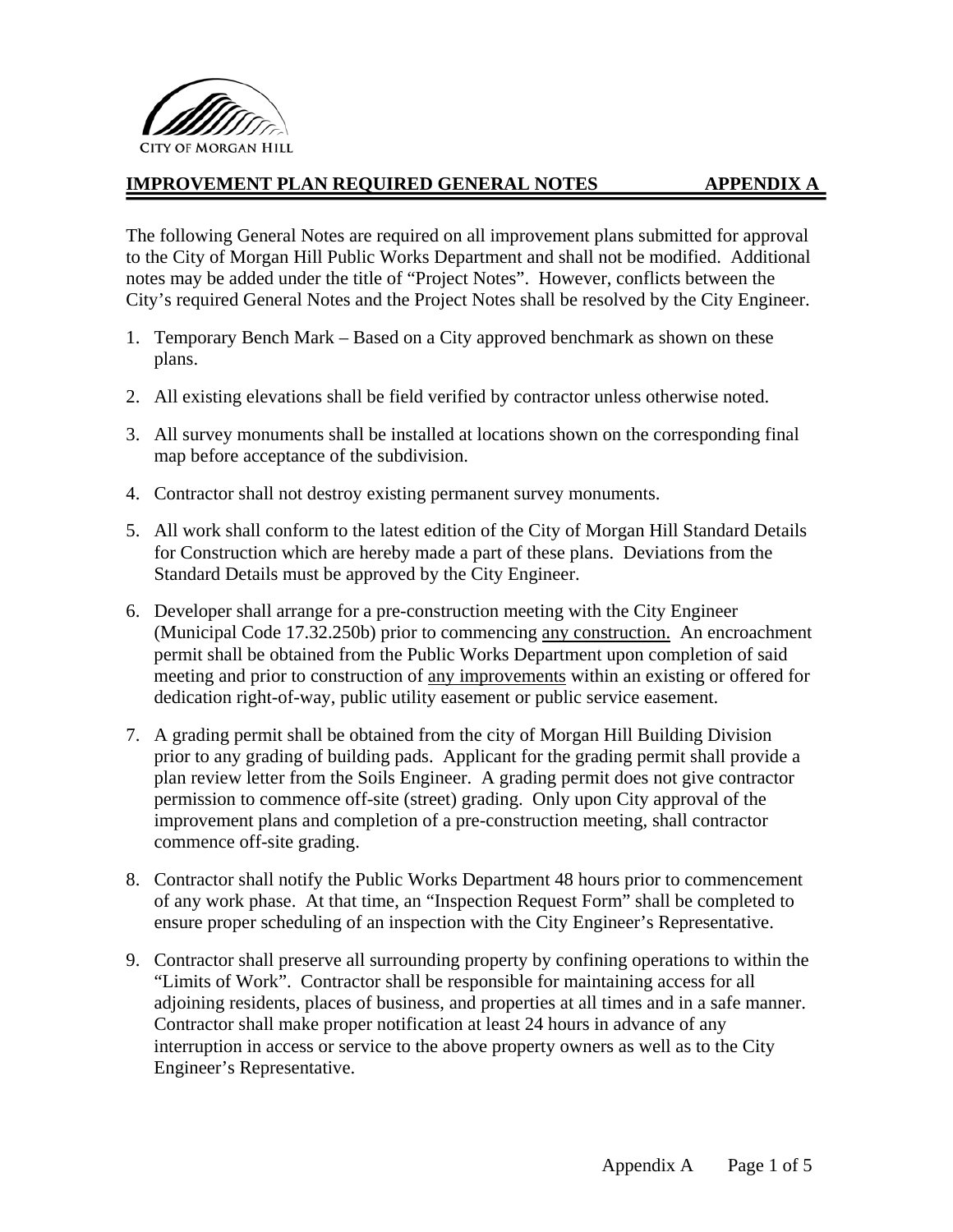CITY OF MORGAN HILL

## IMPROVEMENT PLAN REQUIRED GENERAL NOTES APPENDIX A

The following General Notes are required on all improvement plans submitted for approval to the City of Morgan Hill Public Works Department and shall not be modified. Additional notes may be added under the title of "Project Notes". However, conflicts between the City's required General Notes and the Project Notes shall be resolved by the City Engineer.

1. Temporary Bench Mark – Based on a City approved benchmark as shown on these plans.
2. All existing elevations shall be field verified by contractor unless otherwise noted.
3. All survey monuments shall be installed at locations shown on the corresponding final map before acceptance of the subdivision.
4. Contractor shall not destroy existing permanent survey monuments.
5. All work shall conform to the latest edition of the City of Morgan Hill Standard Details for Construction which are hereby made a part of these plans. Deviations from the Standard Details must be approved by the City Engineer.
6. Developer shall arrange for a pre-construction meeting with the City Engineer (Municipal Code 17.32.250b) prior to commencing <u>any construction.</u> An encroachment permit shall be obtained from the Public Works Department upon completion of said meeting and prior to construction of <u>any improvements</u> within an existing or offered for dedication right-of-way, public utility easement or public service easement.
7. A grading permit shall be obtained from the city of Morgan Hill Building Division prior to any grading of building pads. Applicant for the grading permit shall provide a plan review letter from the Soils Engineer. A grading permit does not give contractor permission to commence off-site (street) grading. Only upon City approval of the improvement plans and completion of a pre-construction meeting, shall contractor commence off-site grading.
8. Contractor shall notify the Public Works Department 48 hours prior to commencement of any work phase. At that time, an "Inspection Request Form" shall be completed to ensure proper scheduling of an inspection with the City Engineer's Representative.
9. Contractor shall preserve all surrounding property by confining operations to within the "Limits of Work". Contractor shall be responsible for maintaining access for all adjoining residents, places of business, and properties at all times and in a safe manner. Contractor shall make proper notification at least 24 hours in advance of any interruption in access or service to the above property owners as well as to the City Engineer's Representative.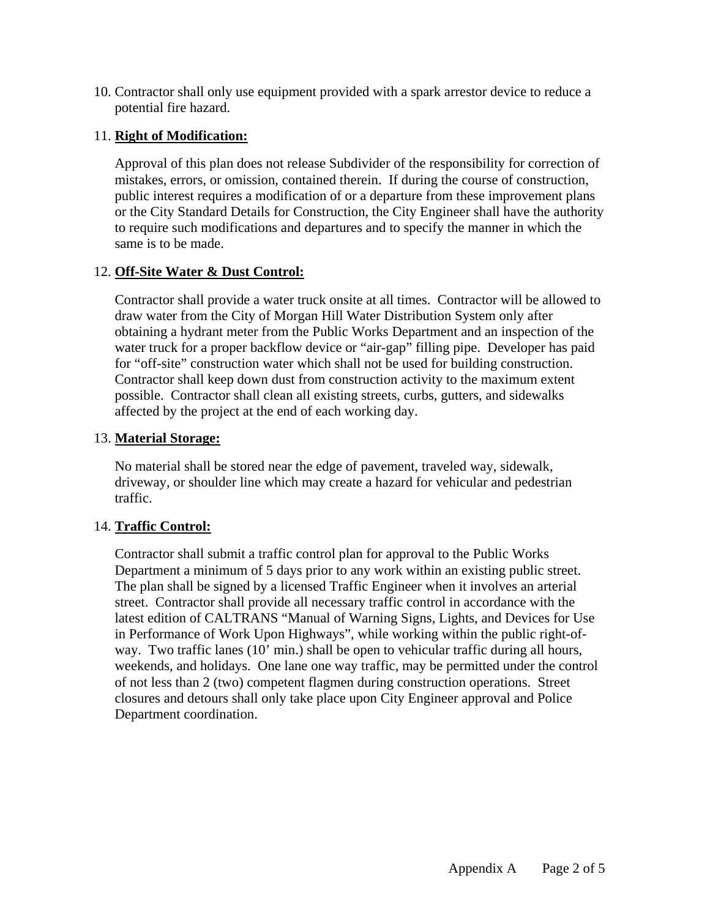10. Contractor shall only use equipment provided with a spark arrestor device to reduce a potential fire hazard.

11. **Right of Modification:**

    Approval of this plan does not release Subdivider of the responsibility for correction of mistakes, errors, or omission, contained therein. If during the course of construction, public interest requires a modification of or a departure from these improvement plans or the City Standard Details for Construction, the City Engineer shall have the authority to require such modifications and departures and to specify the manner in which the same is to be made.

12. **Off-Site Water & Dust Control:**

    Contractor shall provide a water truck onsite at all times. Contractor will be allowed to draw water from the City of Morgan Hill Water Distribution System only after obtaining a hydrant meter from the Public Works Department and an inspection of the water truck for a proper backflow device or "air-gap" filling pipe. Developer has paid for "off-site" construction water which shall not be used for building construction. Contractor shall keep down dust from construction activity to the maximum extent possible. Contractor shall clean all existing streets, curbs, gutters, and sidewalks affected by the project at the end of each working day.

13. **Material Storage:**

    No material shall be stored near the edge of pavement, traveled way, sidewalk, driveway, or shoulder line which may create a hazard for vehicular and pedestrian traffic.

14. **Traffic Control:**

    Contractor shall submit a traffic control plan for approval to the Public Works Department a minimum of 5 days prior to any work within an existing public street. The plan shall be signed by a licensed Traffic Engineer when it involves an arterial street. Contractor shall provide all necessary traffic control in accordance with the latest edition of CALTRANS "Manual of Warning Signs, Lights, and Devices for Use in Performance of Work Upon Highways", while working within the public right-of-way. Two traffic lanes (10' min.) shall be open to vehicular traffic during all hours, weekends, and holidays. One lane one way traffic, may be permitted under the control of not less than 2 (two) competent flagmen during construction operations. Street closures and detours shall only take place upon City Engineer approval and Police Department coordination.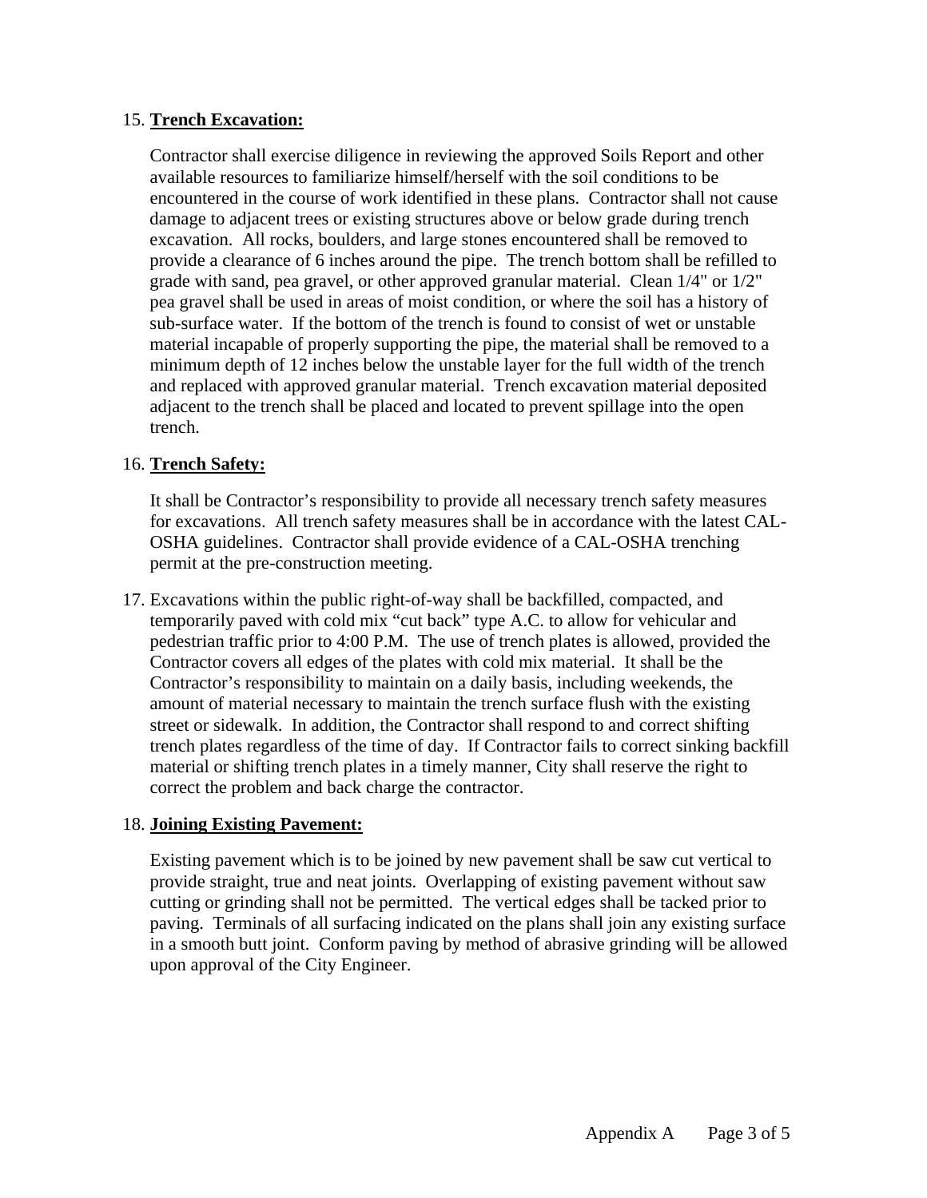15. **Trench Excavation:**

    Contractor shall exercise diligence in reviewing the approved Soils Report and other available resources to familiarize himself/herself with the soil conditions to be encountered in the course of work identified in these plans. Contractor shall not cause damage to adjacent trees or existing structures above or below grade during trench excavation. All rocks, boulders, and large stones encountered shall be removed to provide a clearance of 6 inches around the pipe. The trench bottom shall be refilled to grade with sand, pea gravel, or other approved granular material. Clean 1/4" or 1/2" pea gravel shall be used in areas of moist condition, or where the soil has a history of sub-surface water. If the bottom of the trench is found to consist of wet or unstable material incapable of properly supporting the pipe, the material shall be removed to a minimum depth of 12 inches below the unstable layer for the full width of the trench and replaced with approved granular material. Trench excavation material deposited adjacent to the trench shall be placed and located to prevent spillage into the open trench.

16. **Trench Safety:**

    It shall be Contractor's responsibility to provide all necessary trench safety measures for excavations. All trench safety measures shall be in accordance with the latest CAL-OSHA guidelines. Contractor shall provide evidence of a CAL-OSHA trenching permit at the pre-construction meeting.

17. Excavations within the public right-of-way shall be backfilled, compacted, and temporarily paved with cold mix "cut back" type A.C. to allow for vehicular and pedestrian traffic prior to 4:00 P.M. The use of trench plates is allowed, provided the Contractor covers all edges of the plates with cold mix material. It shall be the Contractor's responsibility to maintain on a daily basis, including weekends, the amount of material necessary to maintain the trench surface flush with the existing street or sidewalk. In addition, the Contractor shall respond to and correct shifting trench plates regardless of the time of day. If Contractor fails to correct sinking backfill material or shifting trench plates in a timely manner, City shall reserve the right to correct the problem and back charge the contractor.

18. **Joining Existing Pavement:**

    Existing pavement which is to be joined by new pavement shall be saw cut vertical to provide straight, true and neat joints. Overlapping of existing pavement without saw cutting or grinding shall not be permitted. The vertical edges shall be tacked prior to paving. Terminals of all surfacing indicated on the plans shall join any existing surface in a smooth butt joint. Conform paving by method of abrasive grinding will be allowed upon approval of the City Engineer.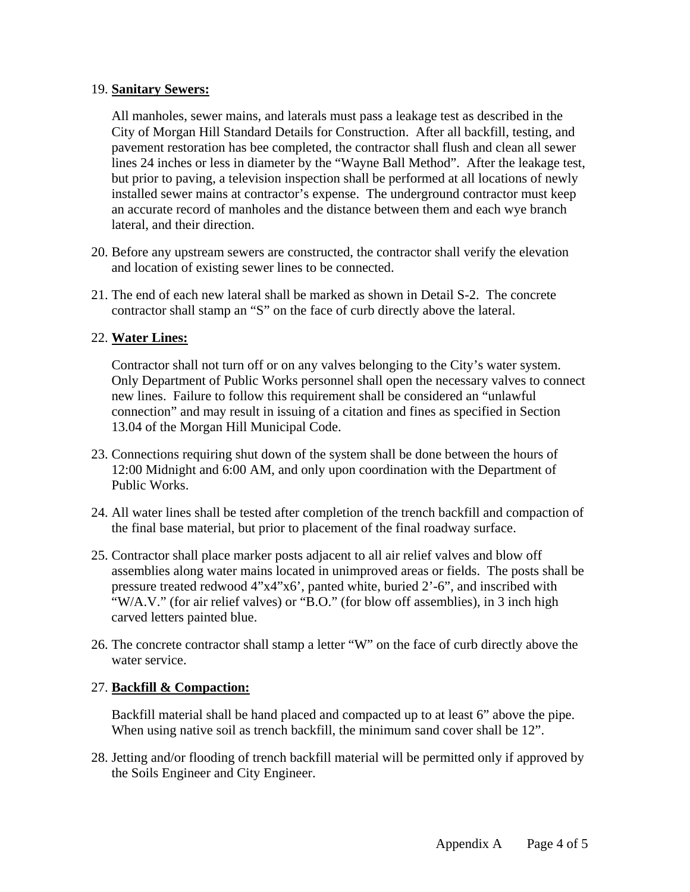19. **Sanitary Sewers:**

    All manholes, sewer mains, and laterals must pass a leakage test as described in the City of Morgan Hill Standard Details for Construction. After all backfill, testing, and pavement restoration has bee completed, the contractor shall flush and clean all sewer lines 24 inches or less in diameter by the "Wayne Ball Method". After the leakage test, but prior to paving, a television inspection shall be performed at all locations of newly installed sewer mains at contractor's expense. The underground contractor must keep an accurate record of manholes and the distance between them and each wye branch lateral, and their direction.

20. Before any upstream sewers are constructed, the contractor shall verify the elevation and location of existing sewer lines to be connected.

21. The end of each new lateral shall be marked as shown in Detail S-2. The concrete contractor shall stamp an "S" on the face of curb directly above the lateral.

22. **Water Lines:**

    Contractor shall not turn off or on any valves belonging to the City's water system. Only Department of Public Works personnel shall open the necessary valves to connect new lines. Failure to follow this requirement shall be considered an "unlawful connection" and may result in issuing of a citation and fines as specified in Section 13.04 of the Morgan Hill Municipal Code.

23. Connections requiring shut down of the system shall be done between the hours of 12:00 Midnight and 6:00 AM, and only upon coordination with the Department of Public Works.

24. All water lines shall be tested after completion of the trench backfill and compaction of the final base material, but prior to placement of the final roadway surface.

25. Contractor shall place marker posts adjacent to all air relief valves and blow off assemblies along water mains located in unimproved areas or fields. The posts shall be pressure treated redwood 4"x4"x6', panted white, buried 2'-6", and inscribed with "W/A.V." (for air relief valves) or "B.O." (for blow off assemblies), in 3 inch high carved letters painted blue.

26. The concrete contractor shall stamp a letter "W" on the face of curb directly above the water service.

27. **Backfill & Compaction:**

    Backfill material shall be hand placed and compacted up to at least 6" above the pipe. When using native soil as trench backfill, the minimum sand cover shall be 12".

28. Jetting and/or flooding of trench backfill material will be permitted only if approved by the Soils Engineer and City Engineer.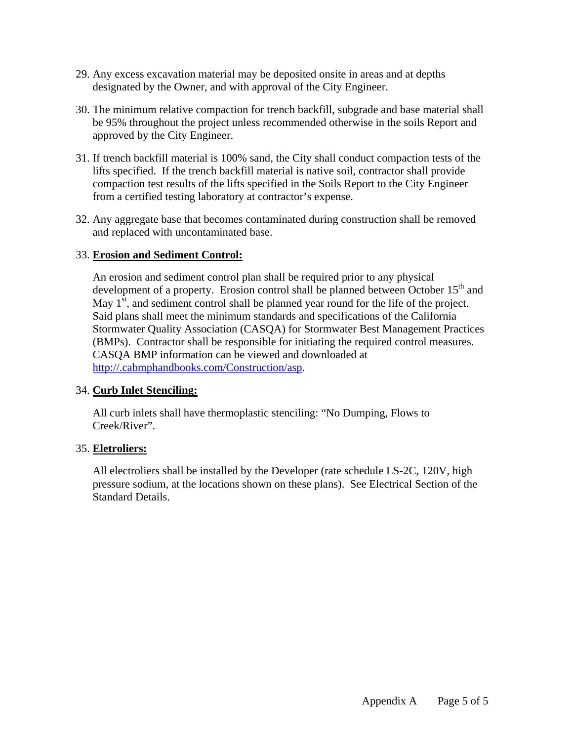29. Any excess excavation material may be deposited onsite in areas and at depths designated by the Owner, and with approval of the City Engineer.

30. The minimum relative compaction for trench backfill, subgrade and base material shall be 95% throughout the project unless recommended otherwise in the soils Report and approved by the City Engineer.

31. If trench backfill material is 100% sand, the City shall conduct compaction tests of the lifts specified. If the trench backfill material is native soil, contractor shall provide compaction test results of the lifts specified in the Soils Report to the City Engineer from a certified testing laboratory at contractor's expense.

32. Any aggregate base that becomes contaminated during construction shall be removed and replaced with uncontaminated base.

33. **<u>Erosion and Sediment Control:</u>**

    An erosion and sediment control plan shall be required prior to any physical development of a property. Erosion control shall be planned between October 15th and May 1st, and sediment control shall be planned year round for the life of the project. Said plans shall meet the minimum standards and specifications of the California Stormwater Quality Association (CASQA) for Stormwater Best Management Practices (BMPs). Contractor shall be responsible for initiating the required control measures. CASQA BMP information can be viewed and downloaded at [http://.cabmphandbooks.com/Construction/asp](http://.cabmphandbooks.com/Construction/asp).

34. **<u>Curb Inlet Stenciling:</u>**

    All curb inlets shall have thermoplastic stenciling: "No Dumping, Flows to Creek/River".

35. **<u>Eletroliers:</u>**

    All electroliers shall be installed by the Developer (rate schedule LS-2C, 120V, high pressure sodium, at the locations shown on these plans). See Electrical Section of the Standard Details.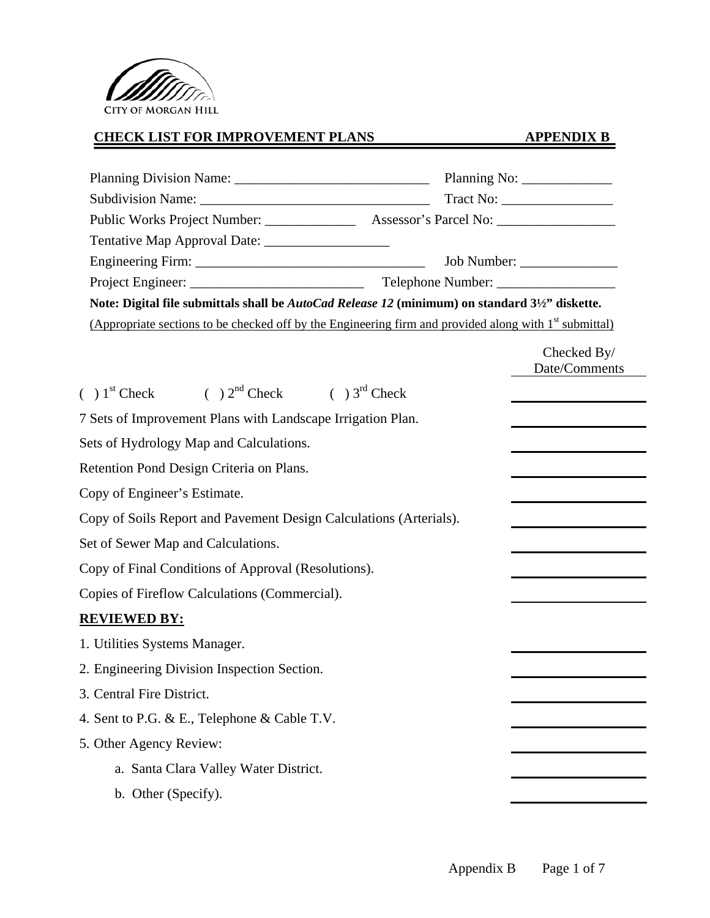CITY OF MORGAN HILL

## CHECK LIST FOR IMPROVEMENT PLANS — APPENDIX B

Planning Division Name: ____________________________ Planning No: _____________

Subdivision Name: _________________________________ Tract No: ________________

Public Works Project Number: _____________ Assessor's Parcel No: _________________

Tentative Map Approval Date: __________________

Engineering Firm: _________________________________ Job Number: ______________

Project Engineer: _________________________ Telephone Number: _________________

**Note: Digital file submittals shall be *AutoCad Release 12* (minimum) on standard 3½" diskette.**

(Appropriate sections to be checked off by the Engineering firm and provided along with 1st submittal)

| | Checked By/ Date/Comments |
|---|---|
| ( ) 1st Check ( ) 2nd Check ( ) 3rd Check | ______________ |
| 7 Sets of Improvement Plans with Landscape Irrigation Plan. | ______________ |
| Sets of Hydrology Map and Calculations. | ______________ |
| Retention Pond Design Criteria on Plans. | ______________ |
| Copy of Engineer's Estimate. | ______________ |
| Copy of Soils Report and Pavement Design Calculations (Arterials). | ______________ |
| Set of Sewer Map and Calculations. | ______________ |
| Copy of Final Conditions of Approval (Resolutions). | ______________ |
| Copies of Fireflow Calculations (Commercial). | ______________ |

**REVIEWED BY:**

| | |
|---|---|
| 1. Utilities Systems Manager. | ______________ |
| 2. Engineering Division Inspection Section. | ______________ |
| 3. Central Fire District. | ______________ |
| 4. Sent to P.G. & E., Telephone & Cable T.V. | ______________ |
| 5. Other Agency Review: | ______________ |
| a. Santa Clara Valley Water District. | ______________ |
| b. Other (Specify). | ______________ |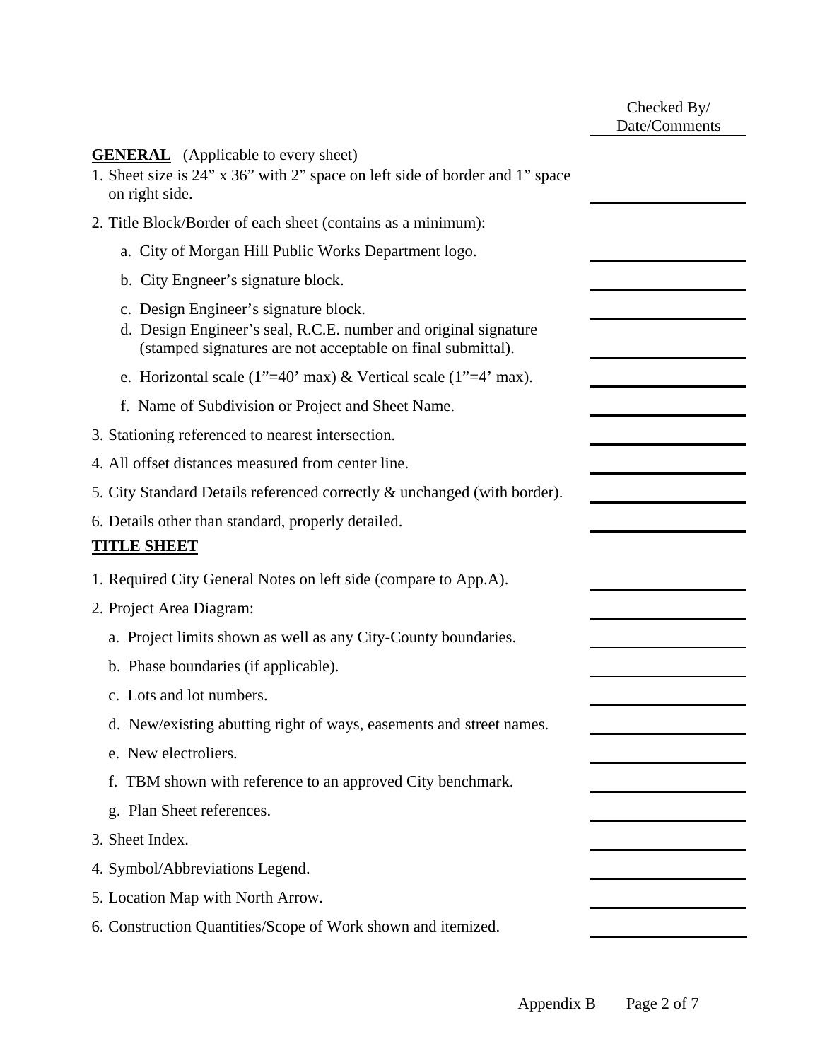Checked By/ Date/Comments

**GENERAL** (Applicable to every sheet)

1. Sheet size is 24" x 36" with 2" space on left side of border and 1" space on right side.
2. Title Block/Border of each sheet (contains as a minimum):
   - a. City of Morgan Hill Public Works Department logo.
   - b. City Engneer's signature block.
   - c. Design Engineer's signature block.
   - d. Design Engineer's seal, R.C.E. number and original signature (stamped signatures are not acceptable on final submittal).
   - e. Horizontal scale (1"=40' max) & Vertical scale (1"=4' max).
   - f. Name of Subdivision or Project and Sheet Name.
3. Stationing referenced to nearest intersection.
4. All offset distances measured from center line.
5. City Standard Details referenced correctly & unchanged (with border).
6. Details other than standard, properly detailed.

**TITLE SHEET**

1. Required City General Notes on left side (compare to App.A).
2. Project Area Diagram:
   - a. Project limits shown as well as any City-County boundaries.
   - b. Phase boundaries (if applicable).
   - c. Lots and lot numbers.
   - d. New/existing abutting right of ways, easements and street names.
   - e. New electroliers.
   - f. TBM shown with reference to an approved City benchmark.
   - g. Plan Sheet references.
3. Sheet Index.
4. Symbol/Abbreviations Legend.
5. Location Map with North Arrow.
6. Construction Quantities/Scope of Work shown and itemized.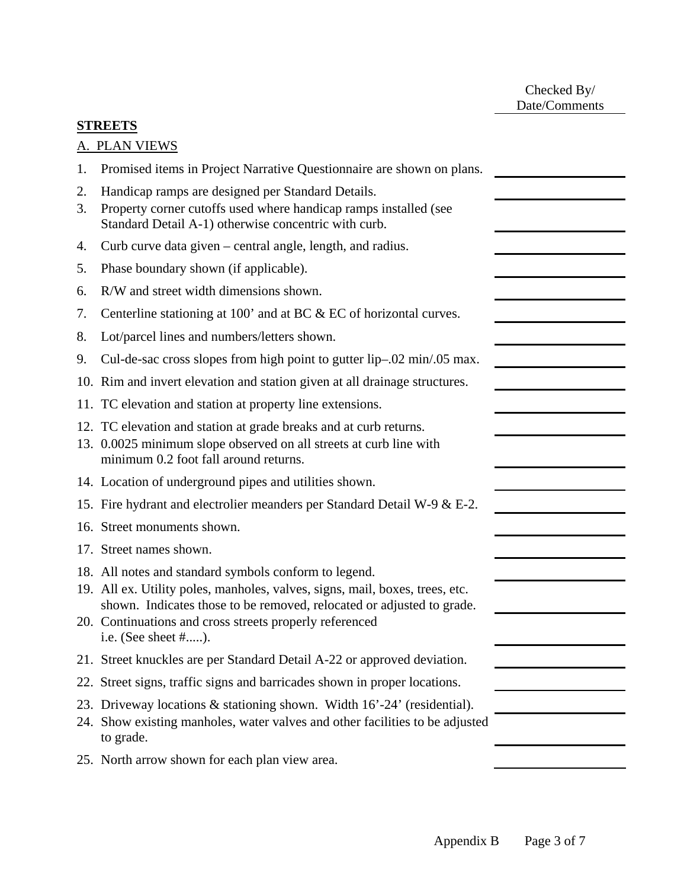Checked By/ Date/Comments

**STREETS**

A. PLAN VIEWS

1. Promised items in Project Narrative Questionnaire are shown on plans. ____________
2. Handicap ramps are designed per Standard Details. ____________
3. Property corner cutoffs used where handicap ramps installed (see Standard Detail A-1) otherwise concentric with curb. ____________
4. Curb curve data given – central angle, length, and radius. ____________
5. Phase boundary shown (if applicable). ____________
6. R/W and street width dimensions shown. ____________
7. Centerline stationing at 100’ and at BC & EC of horizontal curves. ____________
8. Lot/parcel lines and numbers/letters shown. ____________
9. Cul-de-sac cross slopes from high point to gutter lip–.02 min/.05 max. ____________
10. Rim and invert elevation and station given at all drainage structures. ____________
11. TC elevation and station at property line extensions. ____________
12. TC elevation and station at grade breaks and at curb returns. ____________
13. 0.0025 minimum slope observed on all streets at curb line with minimum 0.2 foot fall around returns. ____________
14. Location of underground pipes and utilities shown. ____________
15. Fire hydrant and electrolier meanders per Standard Detail W-9 & E-2. ____________
16. Street monuments shown. ____________
17. Street names shown. ____________
18. All notes and standard symbols conform to legend. ____________
19. All ex. Utility poles, manholes, valves, signs, mail, boxes, trees, etc. shown. Indicates those to be removed, relocated or adjusted to grade. ____________
20. Continuations and cross streets properly referenced i.e. (See sheet #.....). ____________
21. Street knuckles are per Standard Detail A-22 or approved deviation. ____________
22. Street signs, traffic signs and barricades shown in proper locations. ____________
23. Driveway locations & stationing shown. Width 16’-24’ (residential). ____________
24. Show existing manholes, water valves and other facilities to be adjusted to grade. ____________
25. North arrow shown for each plan view area. ____________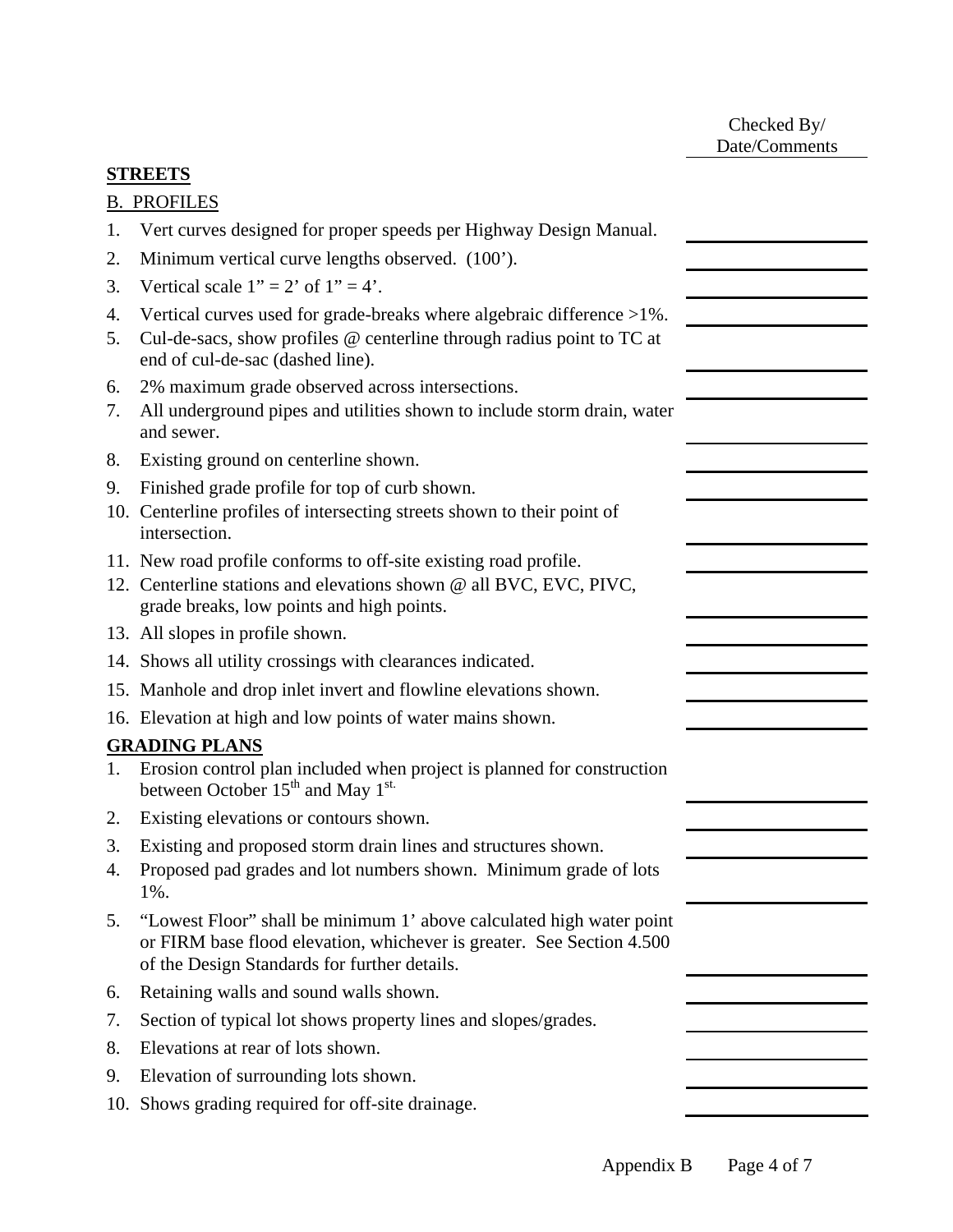Checked By/
Date/Comments

**STREETS**

B. PROFILES

1. Vert curves designed for proper speeds per Highway Design Manual.
2. Minimum vertical curve lengths observed. (100').
3. Vertical scale 1" = 2' of 1" = 4'.
4. Vertical curves used for grade-breaks where algebraic difference >1%.
5. Cul-de-sacs, show profiles @ centerline through radius point to TC at end of cul-de-sac (dashed line).
6. 2% maximum grade observed across intersections.
7. All underground pipes and utilities shown to include storm drain, water and sewer.
8. Existing ground on centerline shown.
9. Finished grade profile for top of curb shown.
10. Centerline profiles of intersecting streets shown to their point of intersection.
11. New road profile conforms to off-site existing road profile.
12. Centerline stations and elevations shown @ all BVC, EVC, PIVC, grade breaks, low points and high points.
13. All slopes in profile shown.
14. Shows all utility crossings with clearances indicated.
15. Manhole and drop inlet invert and flowline elevations shown.
16. Elevation at high and low points of water mains shown.

**GRADING PLANS**

1. Erosion control plan included when project is planned for construction between October 15th and May 1st.
2. Existing elevations or contours shown.
3. Existing and proposed storm drain lines and structures shown.
4. Proposed pad grades and lot numbers shown. Minimum grade of lots 1%.
5. "Lowest Floor" shall be minimum 1' above calculated high water point or FIRM base flood elevation, whichever is greater. See Section 4.500 of the Design Standards for further details.
6. Retaining walls and sound walls shown.
7. Section of typical lot shows property lines and slopes/grades.
8. Elevations at rear of lots shown.
9. Elevation of surrounding lots shown.
10. Shows grading required for off-site drainage.

Appendix B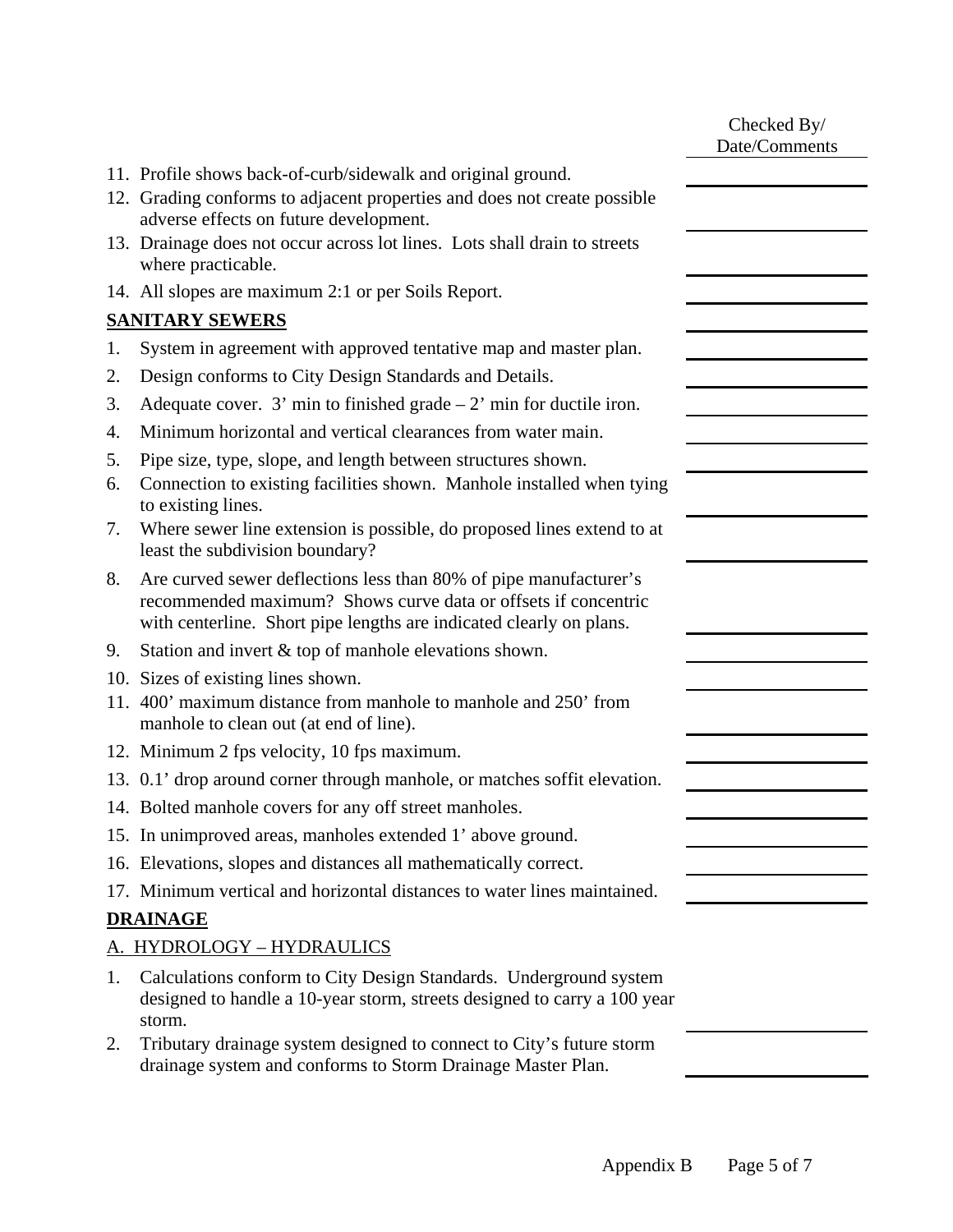Checked By/
Date/Comments

11. Profile shows back-of-curb/sidewalk and original ground.
12. Grading conforms to adjacent properties and does not create possible adverse effects on future development.
13. Drainage does not occur across lot lines. Lots shall drain to streets where practicable.
14. All slopes are maximum 2:1 or per Soils Report.

**SANITARY SEWERS**

1. System in agreement with approved tentative map and master plan.
2. Design conforms to City Design Standards and Details.
3. Adequate cover. 3' min to finished grade – 2' min for ductile iron.
4. Minimum horizontal and vertical clearances from water main.
5. Pipe size, type, slope, and length between structures shown.
6. Connection to existing facilities shown. Manhole installed when tying to existing lines.
7. Where sewer line extension is possible, do proposed lines extend to at least the subdivision boundary?
8. Are curved sewer deflections less than 80% of pipe manufacturer's recommended maximum? Shows curve data or offsets if concentric with centerline. Short pipe lengths are indicated clearly on plans.
9. Station and invert & top of manhole elevations shown.
10. Sizes of existing lines shown.
11. 400' maximum distance from manhole to manhole and 250' from manhole to clean out (at end of line).
12. Minimum 2 fps velocity, 10 fps maximum.
13. 0.1' drop around corner through manhole, or matches soffit elevation.
14. Bolted manhole covers for any off street manholes.
15. In unimproved areas, manholes extended 1' above ground.
16. Elevations, slopes and distances all mathematically correct.
17. Minimum vertical and horizontal distances to water lines maintained.

**DRAINAGE**

A. HYDROLOGY – HYDRAULICS

1. Calculations conform to City Design Standards. Underground system designed to handle a 10-year storm, streets designed to carry a 100 year storm.
2. Tributary drainage system designed to connect to City's future storm drainage system and conforms to Storm Drainage Master Plan.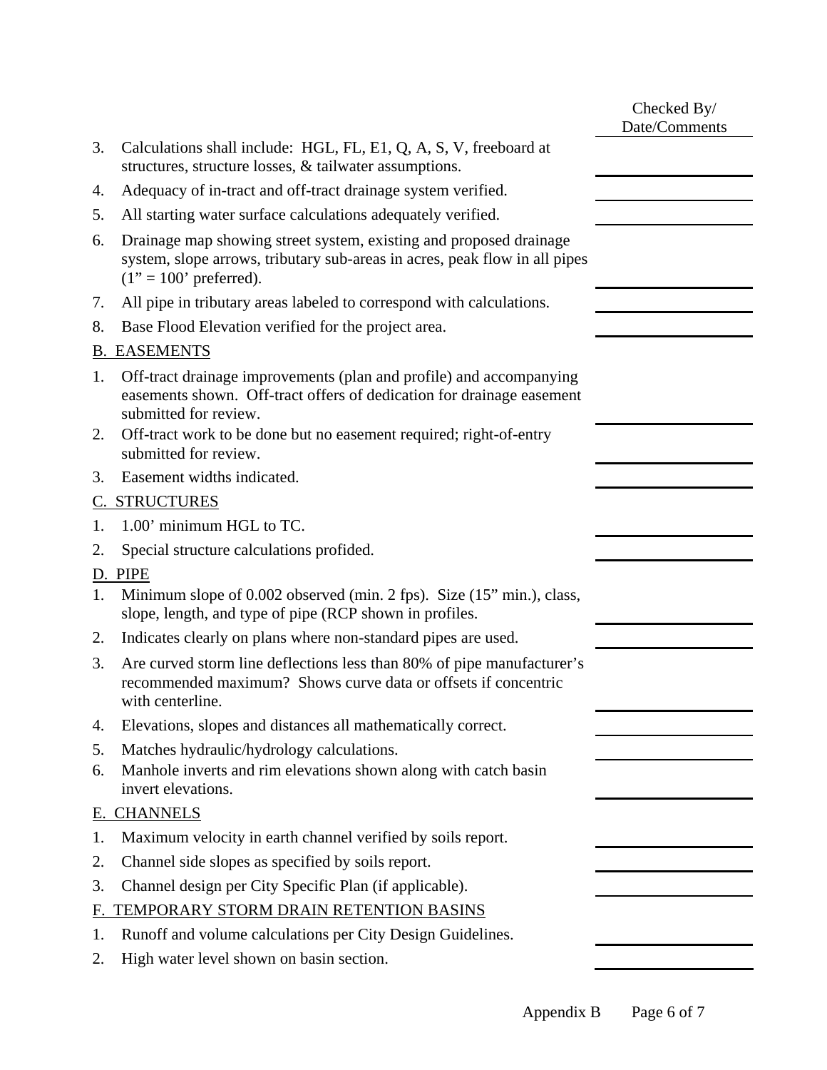Checked By/
Date/Comments

3. Calculations shall include: HGL, FL, E1, Q, A, S, V, freeboard at structures, structure losses, & tailwater assumptions. \_\_\_\_\_\_\_\_\_\_
4. Adequacy of in-tract and off-tract drainage system verified. \_\_\_\_\_\_\_\_\_\_
5. All starting water surface calculations adequately verified. \_\_\_\_\_\_\_\_\_\_
6. Drainage map showing street system, existing and proposed drainage system, slope arrows, tributary sub-areas in acres, peak flow in all pipes (1" = 100' preferred). \_\_\_\_\_\_\_\_\_\_
7. All pipe in tributary areas labeled to correspond with calculations. \_\_\_\_\_\_\_\_\_\_
8. Base Flood Elevation verified for the project area. \_\_\_\_\_\_\_\_\_\_

B. EASEMENTS

1. Off-tract drainage improvements (plan and profile) and accompanying easements shown. Off-tract offers of dedication for drainage easement submitted for review. \_\_\_\_\_\_\_\_\_\_
2. Off-tract work to be done but no easement required; right-of-entry submitted for review. \_\_\_\_\_\_\_\_\_\_
3. Easement widths indicated. \_\_\_\_\_\_\_\_\_\_

C. STRUCTURES

1. 1.00' minimum HGL to TC. \_\_\_\_\_\_\_\_\_\_
2. Special structure calculations profided. \_\_\_\_\_\_\_\_\_\_

D. PIPE

1. Minimum slope of 0.002 observed (min. 2 fps). Size (15" min.), class, slope, length, and type of pipe (RCP shown in profiles. \_\_\_\_\_\_\_\_\_\_
2. Indicates clearly on plans where non-standard pipes are used. \_\_\_\_\_\_\_\_\_\_
3. Are curved storm line deflections less than 80% of pipe manufacturer's recommended maximum? Shows curve data or offsets if concentric with centerline. \_\_\_\_\_\_\_\_\_\_
4. Elevations, slopes and distances all mathematically correct. \_\_\_\_\_\_\_\_\_\_
5. Matches hydraulic/hydrology calculations. \_\_\_\_\_\_\_\_\_\_
6. Manhole inverts and rim elevations shown along with catch basin invert elevations. \_\_\_\_\_\_\_\_\_\_

E. CHANNELS

1. Maximum velocity in earth channel verified by soils report. \_\_\_\_\_\_\_\_\_\_
2. Channel side slopes as specified by soils report. \_\_\_\_\_\_\_\_\_\_
3. Channel design per City Specific Plan (if applicable). \_\_\_\_\_\_\_\_\_\_

F. TEMPORARY STORM DRAIN RETENTION BASINS

1. Runoff and volume calculations per City Design Guidelines. \_\_\_\_\_\_\_\_\_\_
2. High water level shown on basin section. \_\_\_\_\_\_\_\_\_\_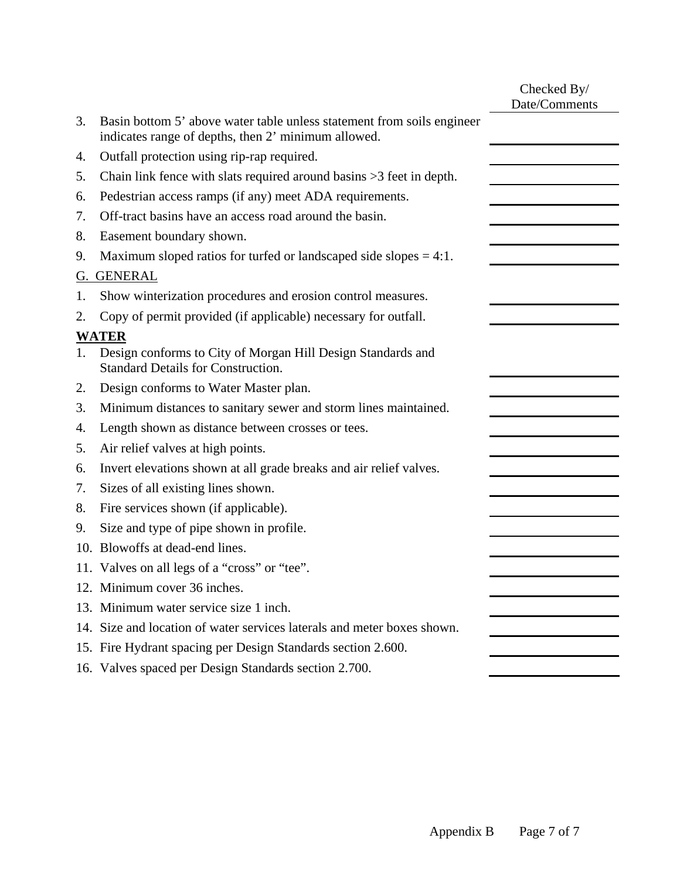Checked By/
Date/Comments

3. Basin bottom 5' above water table unless statement from soils engineer indicates range of depths, then 2' minimum allowed. ____________
4. Outfall protection using rip-rap required. ____________
5. Chain link fence with slats required around basins >3 feet in depth. ____________
6. Pedestrian access ramps (if any) meet ADA requirements. ____________
7. Off-tract basins have an access road around the basin. ____________
8. Easement boundary shown. ____________
9. Maximum sloped ratios for turfed or landscaped side slopes = 4:1. ____________

G. GENERAL

1. Show winterization procedures and erosion control measures. ____________
2. Copy of permit provided (if applicable) necessary for outfall. ____________

**WATER**

1. Design conforms to City of Morgan Hill Design Standards and Standard Details for Construction. ____________
2. Design conforms to Water Master plan. ____________
3. Minimum distances to sanitary sewer and storm lines maintained. ____________
4. Length shown as distance between crosses or tees. ____________
5. Air relief valves at high points. ____________
6. Invert elevations shown at all grade breaks and air relief valves. ____________
7. Sizes of all existing lines shown. ____________
8. Fire services shown (if applicable). ____________
9. Size and type of pipe shown in profile. ____________
10. Blowoffs at dead-end lines. ____________
11. Valves on all legs of a "cross" or "tee". ____________
12. Minimum cover 36 inches. ____________
13. Minimum water service size 1 inch. ____________
14. Size and location of water services laterals and meter boxes shown. ____________
15. Fire Hydrant spacing per Design Standards section 2.600. ____________
16. Valves spaced per Design Standards section 2.700. ____________